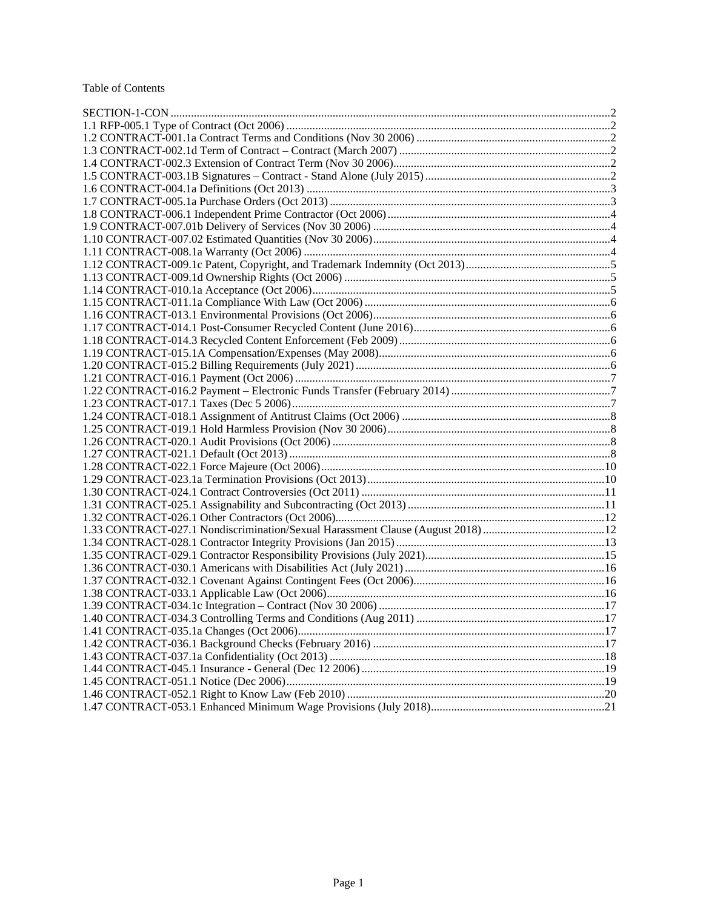Table of Contents

SECTION-1-CON ....................................................................................................................................2
1.1 RFP-005.1 Type of Contract (Oct 2006) ...............................................................................................2
1.2 CONTRACT-001.1a Contract Terms and Conditions (Nov 30 2006) ..................................................2
1.3 CONTRACT-002.1d Term of Contract – Contract (March 2007) .........................................................2
1.4 CONTRACT-002.3 Extension of Contract Term (Nov 30 2006)...........................................................2
1.5 CONTRACT-003.1B Signatures – Contract - Stand Alone (July 2015) ................................................2
1.6 CONTRACT-004.1a Definitions (Oct 2013) ........................................................................................3
1.7 CONTRACT-005.1a Purchase Orders (Oct 2013) ................................................................................3
1.8 CONTRACT-006.1 Independent Prime Contractor (Oct 2006) ............................................................4
1.9 CONTRACT-007.01b Delivery of Services (Nov 30 2006) .................................................................4
1.10 CONTRACT-007.02 Estimated Quantities (Nov 30 2006).................................................................4
1.11 CONTRACT-008.1a Warranty (Oct 2006) .........................................................................................4
1.12 CONTRACT-009.1c Patent, Copyright, and Trademark Indemnity (Oct 2013)..................................5
1.13 CONTRACT-009.1d Ownership Rights (Oct 2006) ...........................................................................5
1.14 CONTRACT-010.1a Acceptance (Oct 2006)......................................................................................5
1.15 CONTRACT-011.1a Compliance With Law (Oct 2006) ....................................................................6
1.16 CONTRACT-013.1 Environmental Provisions (Oct 2006).................................................................6
1.17 CONTRACT-014.1 Post-Consumer Recycled Content (June 2016)...................................................6
1.18 CONTRACT-014.3 Recycled Content Enforcement (Feb 2009) ........................................................6
1.19 CONTRACT-015.1A Compensation/Expenses (May 2008)................................................................6
1.20 CONTRACT-015.2 Billing Requirements (July 2021) .......................................................................6
1.21 CONTRACT-016.1 Payment (Oct 2006) ............................................................................................7
1.22 CONTRACT-016.2 Payment – Electronic Funds Transfer (February 2014) .......................................7
1.23 CONTRACT-017.1 Taxes (Dec 5 2006).............................................................................................7
1.24 CONTRACT-018.1 Assignment of Antitrust Claims (Oct 2006) .......................................................8
1.25 CONTRACT-019.1 Hold Harmless Provision (Nov 30 2006)............................................................8
1.26 CONTRACT-020.1 Audit Provisions (Oct 2006) ...............................................................................8
1.27 CONTRACT-021.1 Default (Oct 2013) ..............................................................................................8
1.28 CONTRACT-022.1 Force Majeure (Oct 2006).................................................................................10
1.29 CONTRACT-023.1a Termination Provisions (Oct 2013).................................................................10
1.30 CONTRACT-024.1 Contract Controversies (Oct 2011) ...................................................................11
1.31 CONTRACT-025.1 Assignability and Subcontracting (Oct 2013) ...................................................11
1.32 CONTRACT-026.1 Other Contractors (Oct 2006)............................................................................12
1.33 CONTRACT-027.1 Nondiscrimination/Sexual Harassment Clause (August 2018) ..........................12
1.34 CONTRACT-028.1 Contractor Integrity Provisions (Jan 2015) .......................................................13
1.35 CONTRACT-029.1 Contractor Responsibility Provisions (July 2021).............................................15
1.36 CONTRACT-030.1 Americans with Disabilities Act (July 2021) ....................................................16
1.37 CONTRACT-032.1 Covenant Against Contingent Fees (Oct 2006).................................................16
1.38 CONTRACT-033.1 Applicable Law (Oct 2006)...............................................................................16
1.39 CONTRACT-034.1c Integration – Contract (Nov 30 2006) .............................................................17
1.40 CONTRACT-034.3 Controlling Terms and Conditions (Aug 2011) ................................................17
1.41 CONTRACT-035.1a Changes (Oct 2006).........................................................................................17
1.42 CONTRACT-036.1 Background Checks (February 2016) ...............................................................17
1.43 CONTRACT-037.1a Confidentiality (Oct 2013) ..............................................................................18
1.44 CONTRACT-045.1 Insurance - General (Dec 12 2006) ...................................................................19
1.45 CONTRACT-051.1 Notice (Dec 2006).............................................................................................19
1.46 CONTRACT-052.1 Right to Know Law (Feb 2010) ........................................................................20
1.47 CONTRACT-053.1 Enhanced Minimum Wage Provisions (July 2018)...........................................21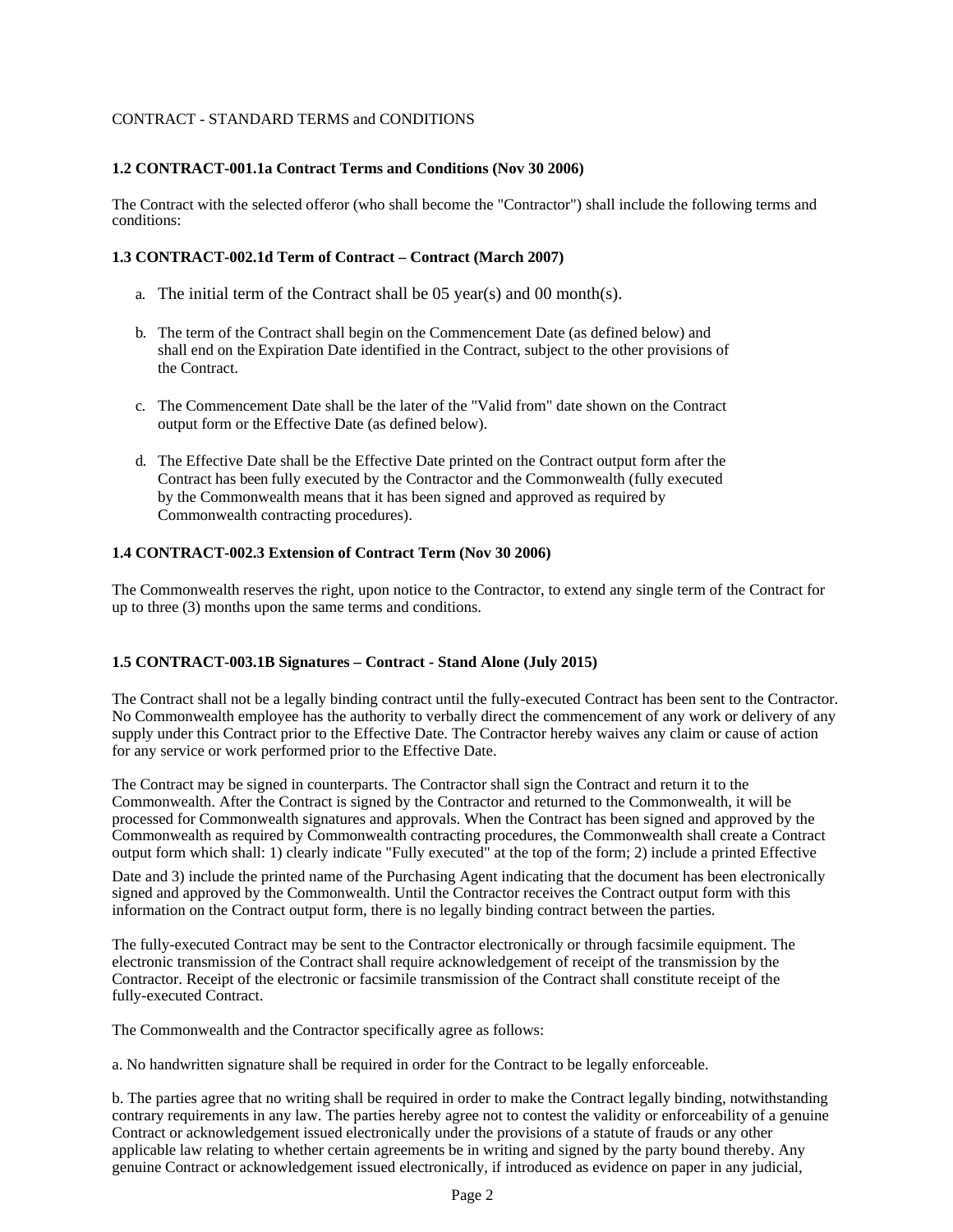CONTRACT - STANDARD TERMS and CONDITIONS

### 1.2 CONTRACT-001.1a Contract Terms and Conditions (Nov 30 2006)

The Contract with the selected offeror (who shall become the "Contractor") shall include the following terms and conditions:

### 1.3 CONTRACT-002.1d Term of Contract – Contract (March 2007)

a. The initial term of the Contract shall be 05 year(s) and 00 month(s).

b. The term of the Contract shall begin on the Commencement Date (as defined below) and shall end on the Expiration Date identified in the Contract, subject to the other provisions of the Contract.

c. The Commencement Date shall be the later of the "Valid from" date shown on the Contract output form or the Effective Date (as defined below).

d. The Effective Date shall be the Effective Date printed on the Contract output form after the Contract has been fully executed by the Contractor and the Commonwealth (fully executed by the Commonwealth means that it has been signed and approved as required by Commonwealth contracting procedures).

### 1.4 CONTRACT-002.3 Extension of Contract Term (Nov 30 2006)

The Commonwealth reserves the right, upon notice to the Contractor, to extend any single term of the Contract for up to three (3) months upon the same terms and conditions.

### 1.5 CONTRACT-003.1B Signatures – Contract - Stand Alone (July 2015)

The Contract shall not be a legally binding contract until the fully-executed Contract has been sent to the Contractor. No Commonwealth employee has the authority to verbally direct the commencement of any work or delivery of any supply under this Contract prior to the Effective Date. The Contractor hereby waives any claim or cause of action for any service or work performed prior to the Effective Date.

The Contract may be signed in counterparts. The Contractor shall sign the Contract and return it to the Commonwealth. After the Contract is signed by the Contractor and returned to the Commonwealth, it will be processed for Commonwealth signatures and approvals. When the Contract has been signed and approved by the Commonwealth as required by Commonwealth contracting procedures, the Commonwealth shall create a Contract output form which shall: 1) clearly indicate "Fully executed" at the top of the form; 2) include a printed Effective Date and 3) include the printed name of the Purchasing Agent indicating that the document has been electronically signed and approved by the Commonwealth. Until the Contractor receives the Contract output form with this information on the Contract output form, there is no legally binding contract between the parties.

The fully-executed Contract may be sent to the Contractor electronically or through facsimile equipment. The electronic transmission of the Contract shall require acknowledgement of receipt of the transmission by the Contractor. Receipt of the electronic or facsimile transmission of the Contract shall constitute receipt of the fully-executed Contract.

The Commonwealth and the Contractor specifically agree as follows:

a. No handwritten signature shall be required in order for the Contract to be legally enforceable.

b. The parties agree that no writing shall be required in order to make the Contract legally binding, notwithstanding contrary requirements in any law. The parties hereby agree not to contest the validity or enforceability of a genuine Contract or acknowledgement issued electronically under the provisions of a statute of frauds or any other applicable law relating to whether certain agreements be in writing and signed by the party bound thereby. Any genuine Contract or acknowledgement issued electronically, if introduced as evidence on paper in any judicial,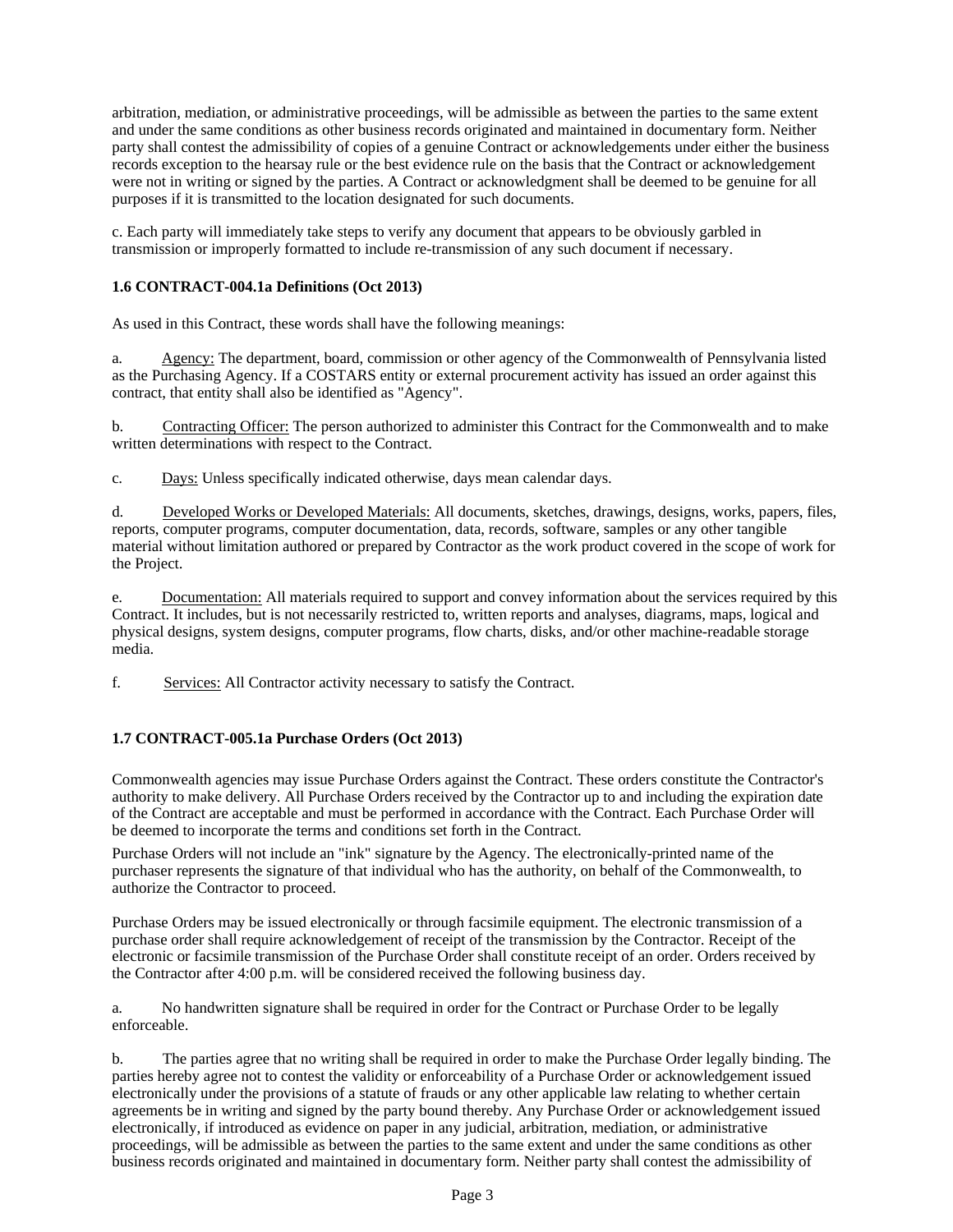arbitration, mediation, or administrative proceedings, will be admissible as between the parties to the same extent and under the same conditions as other business records originated and maintained in documentary form. Neither party shall contest the admissibility of copies of a genuine Contract or acknowledgements under either the business records exception to the hearsay rule or the best evidence rule on the basis that the Contract or acknowledgement were not in writing or signed by the parties. A Contract or acknowledgment shall be deemed to be genuine for all purposes if it is transmitted to the location designated for such documents.

c. Each party will immediately take steps to verify any document that appears to be obviously garbled in transmission or improperly formatted to include re-transmission of any such document if necessary.

### 1.6 CONTRACT-004.1a Definitions (Oct 2013)

As used in this Contract, these words shall have the following meanings:

a. Agency: The department, board, commission or other agency of the Commonwealth of Pennsylvania listed as the Purchasing Agency. If a COSTARS entity or external procurement activity has issued an order against this contract, that entity shall also be identified as "Agency".

b. Contracting Officer: The person authorized to administer this Contract for the Commonwealth and to make written determinations with respect to the Contract.

c. Days: Unless specifically indicated otherwise, days mean calendar days.

d. Developed Works or Developed Materials: All documents, sketches, drawings, designs, works, papers, files, reports, computer programs, computer documentation, data, records, software, samples or any other tangible material without limitation authored or prepared by Contractor as the work product covered in the scope of work for the Project.

e. Documentation: All materials required to support and convey information about the services required by this Contract. It includes, but is not necessarily restricted to, written reports and analyses, diagrams, maps, logical and physical designs, system designs, computer programs, flow charts, disks, and/or other machine-readable storage media.

f. Services: All Contractor activity necessary to satisfy the Contract.

### 1.7 CONTRACT-005.1a Purchase Orders (Oct 2013)

Commonwealth agencies may issue Purchase Orders against the Contract. These orders constitute the Contractor's authority to make delivery. All Purchase Orders received by the Contractor up to and including the expiration date of the Contract are acceptable and must be performed in accordance with the Contract. Each Purchase Order will be deemed to incorporate the terms and conditions set forth in the Contract.

Purchase Orders will not include an "ink" signature by the Agency. The electronically-printed name of the purchaser represents the signature of that individual who has the authority, on behalf of the Commonwealth, to authorize the Contractor to proceed.

Purchase Orders may be issued electronically or through facsimile equipment. The electronic transmission of a purchase order shall require acknowledgement of receipt of the transmission by the Contractor. Receipt of the electronic or facsimile transmission of the Purchase Order shall constitute receipt of an order. Orders received by the Contractor after 4:00 p.m. will be considered received the following business day.

a. No handwritten signature shall be required in order for the Contract or Purchase Order to be legally enforceable.

b. The parties agree that no writing shall be required in order to make the Purchase Order legally binding. The parties hereby agree not to contest the validity or enforceability of a Purchase Order or acknowledgement issued electronically under the provisions of a statute of frauds or any other applicable law relating to whether certain agreements be in writing and signed by the party bound thereby. Any Purchase Order or acknowledgement issued electronically, if introduced as evidence on paper in any judicial, arbitration, mediation, or administrative proceedings, will be admissible as between the parties to the same extent and under the same conditions as other business records originated and maintained in documentary form. Neither party shall contest the admissibility of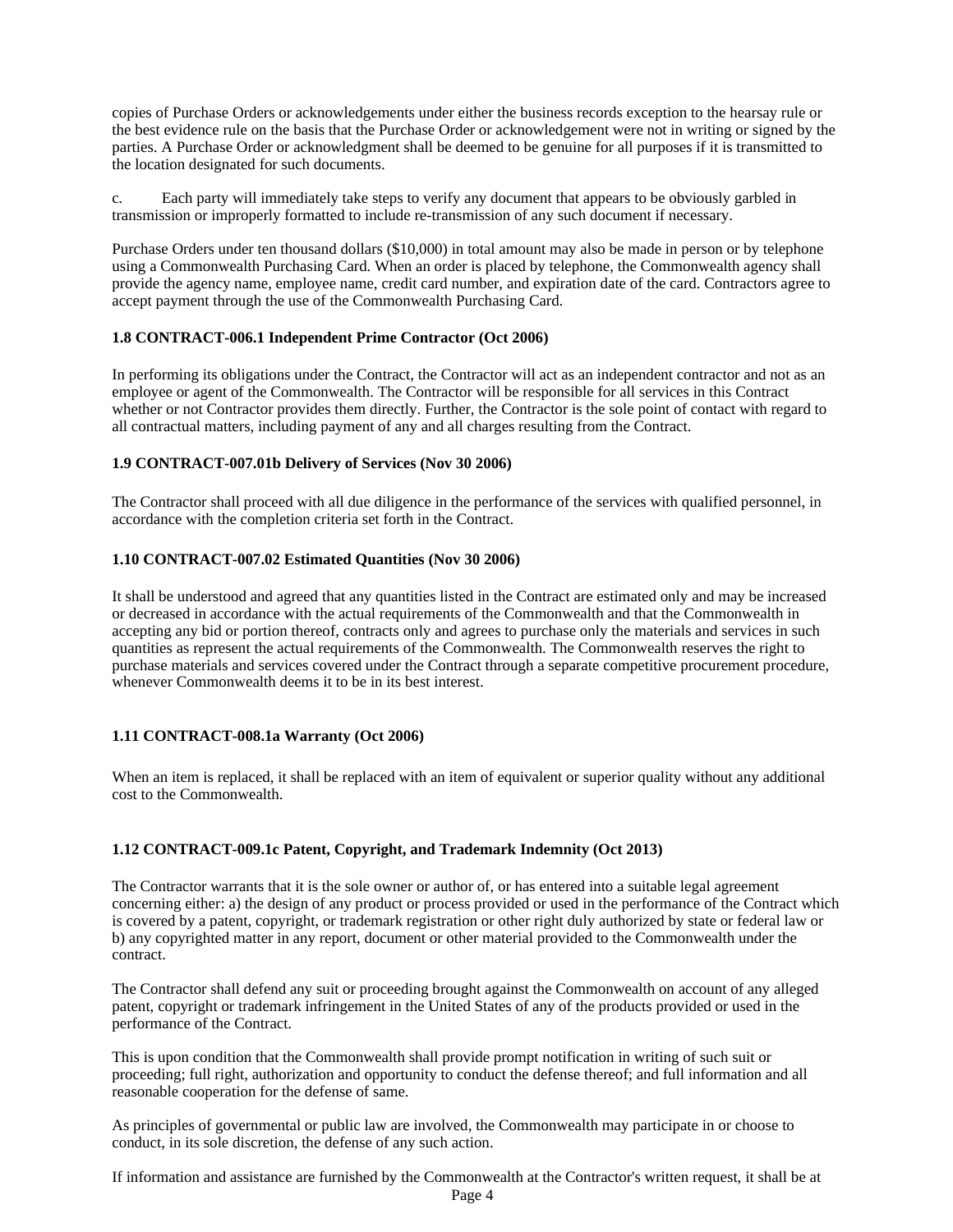copies of Purchase Orders or acknowledgements under either the business records exception to the hearsay rule or the best evidence rule on the basis that the Purchase Order or acknowledgement were not in writing or signed by the parties. A Purchase Order or acknowledgment shall be deemed to be genuine for all purposes if it is transmitted to the location designated for such documents.

c. Each party will immediately take steps to verify any document that appears to be obviously garbled in transmission or improperly formatted to include re-transmission of any such document if necessary.

Purchase Orders under ten thousand dollars ($10,000) in total amount may also be made in person or by telephone using a Commonwealth Purchasing Card. When an order is placed by telephone, the Commonwealth agency shall provide the agency name, employee name, credit card number, and expiration date of the card. Contractors agree to accept payment through the use of the Commonwealth Purchasing Card.

**1.8 CONTRACT-006.1 Independent Prime Contractor (Oct 2006)**

In performing its obligations under the Contract, the Contractor will act as an independent contractor and not as an employee or agent of the Commonwealth. The Contractor will be responsible for all services in this Contract whether or not Contractor provides them directly. Further, the Contractor is the sole point of contact with regard to all contractual matters, including payment of any and all charges resulting from the Contract.

**1.9 CONTRACT-007.01b Delivery of Services (Nov 30 2006)**

The Contractor shall proceed with all due diligence in the performance of the services with qualified personnel, in accordance with the completion criteria set forth in the Contract.

**1.10 CONTRACT-007.02 Estimated Quantities (Nov 30 2006)**

It shall be understood and agreed that any quantities listed in the Contract are estimated only and may be increased or decreased in accordance with the actual requirements of the Commonwealth and that the Commonwealth in accepting any bid or portion thereof, contracts only and agrees to purchase only the materials and services in such quantities as represent the actual requirements of the Commonwealth. The Commonwealth reserves the right to purchase materials and services covered under the Contract through a separate competitive procurement procedure, whenever Commonwealth deems it to be in its best interest.

**1.11 CONTRACT-008.1a Warranty (Oct 2006)**

When an item is replaced, it shall be replaced with an item of equivalent or superior quality without any additional cost to the Commonwealth.

**1.12 CONTRACT-009.1c Patent, Copyright, and Trademark Indemnity (Oct 2013)**

The Contractor warrants that it is the sole owner or author of, or has entered into a suitable legal agreement concerning either: a) the design of any product or process provided or used in the performance of the Contract which is covered by a patent, copyright, or trademark registration or other right duly authorized by state or federal law or b) any copyrighted matter in any report, document or other material provided to the Commonwealth under the contract.

The Contractor shall defend any suit or proceeding brought against the Commonwealth on account of any alleged patent, copyright or trademark infringement in the United States of any of the products provided or used in the performance of the Contract.

This is upon condition that the Commonwealth shall provide prompt notification in writing of such suit or proceeding; full right, authorization and opportunity to conduct the defense thereof; and full information and all reasonable cooperation for the defense of same.

As principles of governmental or public law are involved, the Commonwealth may participate in or choose to conduct, in its sole discretion, the defense of any such action.

If information and assistance are furnished by the Commonwealth at the Contractor's written request, it shall be at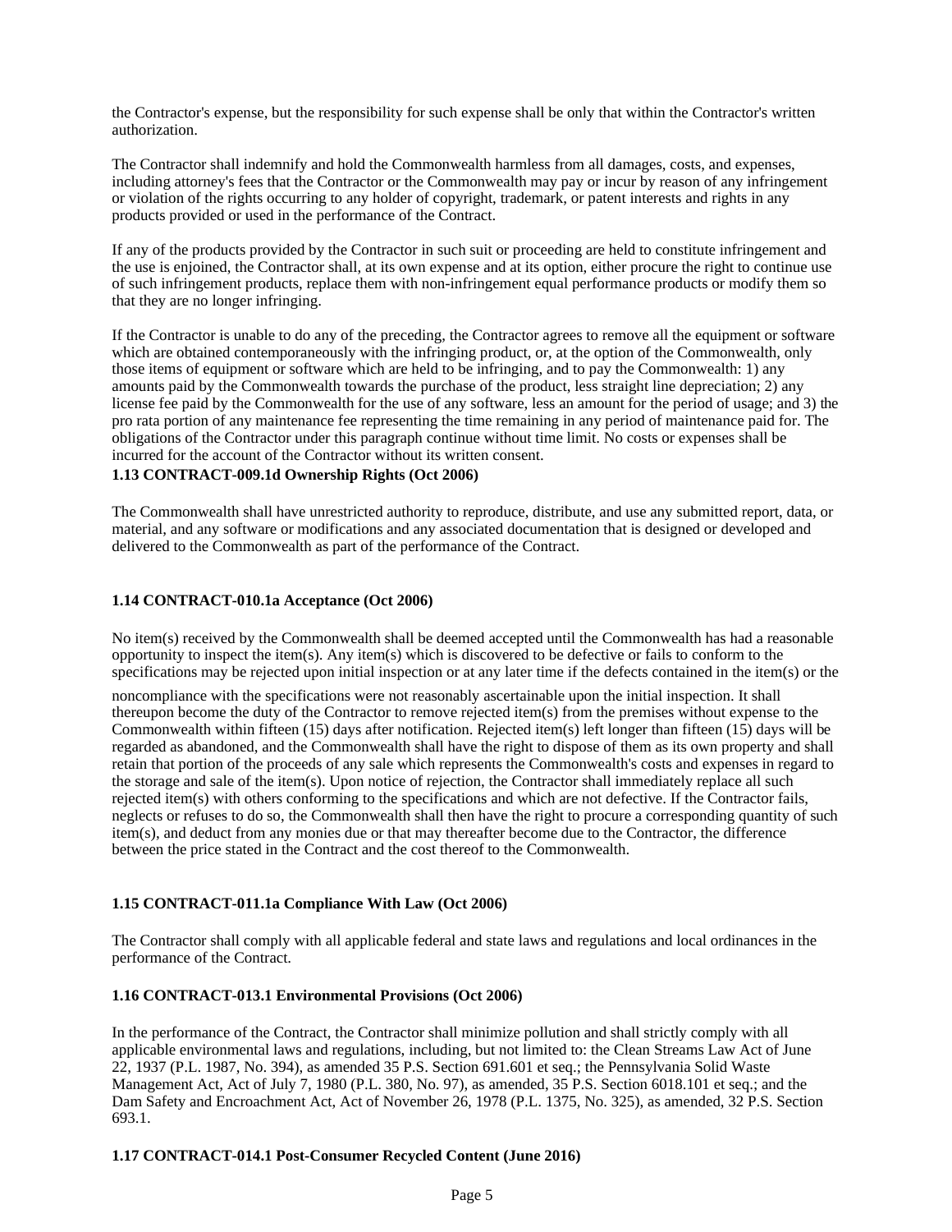the Contractor's expense, but the responsibility for such expense shall be only that within the Contractor's written authorization.

The Contractor shall indemnify and hold the Commonwealth harmless from all damages, costs, and expenses, including attorney's fees that the Contractor or the Commonwealth may pay or incur by reason of any infringement or violation of the rights occurring to any holder of copyright, trademark, or patent interests and rights in any products provided or used in the performance of the Contract.

If any of the products provided by the Contractor in such suit or proceeding are held to constitute infringement and the use is enjoined, the Contractor shall, at its own expense and at its option, either procure the right to continue use of such infringement products, replace them with non-infringement equal performance products or modify them so that they are no longer infringing.

If the Contractor is unable to do any of the preceding, the Contractor agrees to remove all the equipment or software which are obtained contemporaneously with the infringing product, or, at the option of the Commonwealth, only those items of equipment or software which are held to be infringing, and to pay the Commonwealth: 1) any amounts paid by the Commonwealth towards the purchase of the product, less straight line depreciation; 2) any license fee paid by the Commonwealth for the use of any software, less an amount for the period of usage; and 3) the pro rata portion of any maintenance fee representing the time remaining in any period of maintenance paid for. The obligations of the Contractor under this paragraph continue without time limit. No costs or expenses shall be incurred for the account of the Contractor without its written consent.

**1.13 CONTRACT-009.1d Ownership Rights (Oct 2006)**

The Commonwealth shall have unrestricted authority to reproduce, distribute, and use any submitted report, data, or material, and any software or modifications and any associated documentation that is designed or developed and delivered to the Commonwealth as part of the performance of the Contract.

**1.14 CONTRACT-010.1a Acceptance (Oct 2006)**

No item(s) received by the Commonwealth shall be deemed accepted until the Commonwealth has had a reasonable opportunity to inspect the item(s). Any item(s) which is discovered to be defective or fails to conform to the specifications may be rejected upon initial inspection or at any later time if the defects contained in the item(s) or the noncompliance with the specifications were not reasonably ascertainable upon the initial inspection. It shall thereupon become the duty of the Contractor to remove rejected item(s) from the premises without expense to the Commonwealth within fifteen (15) days after notification. Rejected item(s) left longer than fifteen (15) days will be regarded as abandoned, and the Commonwealth shall have the right to dispose of them as its own property and shall retain that portion of the proceeds of any sale which represents the Commonwealth's costs and expenses in regard to the storage and sale of the item(s). Upon notice of rejection, the Contractor shall immediately replace all such rejected item(s) with others conforming to the specifications and which are not defective. If the Contractor fails, neglects or refuses to do so, the Commonwealth shall then have the right to procure a corresponding quantity of such item(s), and deduct from any monies due or that may thereafter become due to the Contractor, the difference between the price stated in the Contract and the cost thereof to the Commonwealth.

**1.15 CONTRACT-011.1a Compliance With Law (Oct 2006)**

The Contractor shall comply with all applicable federal and state laws and regulations and local ordinances in the performance of the Contract.

**1.16 CONTRACT-013.1 Environmental Provisions (Oct 2006)**

In the performance of the Contract, the Contractor shall minimize pollution and shall strictly comply with all applicable environmental laws and regulations, including, but not limited to: the Clean Streams Law Act of June 22, 1937 (P.L. 1987, No. 394), as amended 35 P.S. Section 691.601 et seq.; the Pennsylvania Solid Waste Management Act, Act of July 7, 1980 (P.L. 380, No. 97), as amended, 35 P.S. Section 6018.101 et seq.; and the Dam Safety and Encroachment Act, Act of November 26, 1978 (P.L. 1375, No. 325), as amended, 32 P.S. Section 693.1.

**1.17 CONTRACT-014.1 Post-Consumer Recycled Content (June 2016)**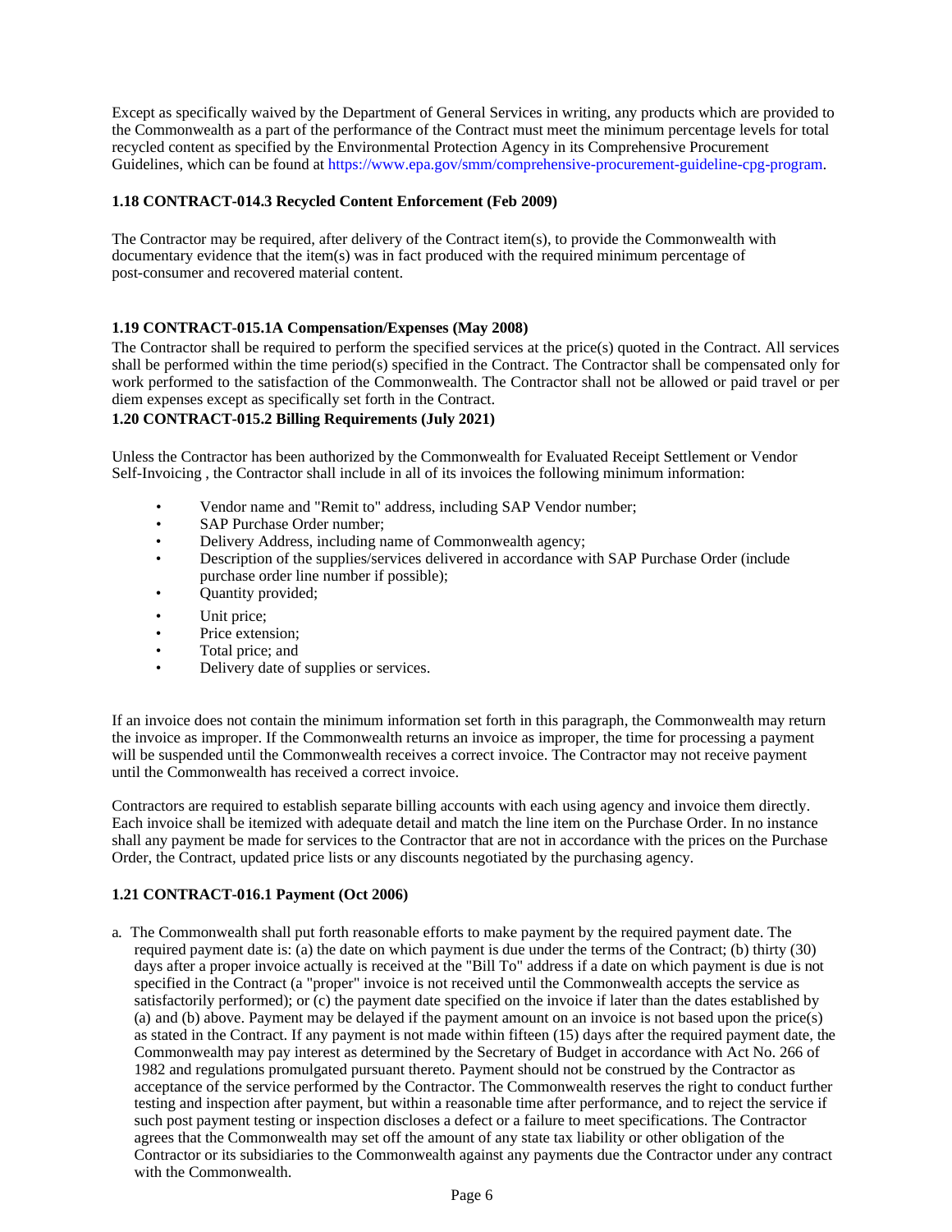Except as specifically waived by the Department of General Services in writing, any products which are provided to the Commonwealth as a part of the performance of the Contract must meet the minimum percentage levels for total recycled content as specified by the Environmental Protection Agency in its Comprehensive Procurement Guidelines, which can be found at https://www.epa.gov/smm/comprehensive-procurement-guideline-cpg-program.

**1.18 CONTRACT-014.3 Recycled Content Enforcement (Feb 2009)**

The Contractor may be required, after delivery of the Contract item(s), to provide the Commonwealth with documentary evidence that the item(s) was in fact produced with the required minimum percentage of post-consumer and recovered material content.

**1.19 CONTRACT-015.1A Compensation/Expenses (May 2008)**

The Contractor shall be required to perform the specified services at the price(s) quoted in the Contract. All services shall be performed within the time period(s) specified in the Contract. The Contractor shall be compensated only for work performed to the satisfaction of the Commonwealth. The Contractor shall not be allowed or paid travel or per diem expenses except as specifically set forth in the Contract.

**1.20 CONTRACT-015.2 Billing Requirements (July 2021)**

Unless the Contractor has been authorized by the Commonwealth for Evaluated Receipt Settlement or Vendor Self-Invoicing , the Contractor shall include in all of its invoices the following minimum information:

- Vendor name and "Remit to" address, including SAP Vendor number;
- SAP Purchase Order number;
- Delivery Address, including name of Commonwealth agency;
- Description of the supplies/services delivered in accordance with SAP Purchase Order (include purchase order line number if possible);
- Quantity provided;
- Unit price;
- Price extension;
- Total price; and
- Delivery date of supplies or services.

If an invoice does not contain the minimum information set forth in this paragraph, the Commonwealth may return the invoice as improper. If the Commonwealth returns an invoice as improper, the time for processing a payment will be suspended until the Commonwealth receives a correct invoice. The Contractor may not receive payment until the Commonwealth has received a correct invoice.

Contractors are required to establish separate billing accounts with each using agency and invoice them directly. Each invoice shall be itemized with adequate detail and match the line item on the Purchase Order. In no instance shall any payment be made for services to the Contractor that are not in accordance with the prices on the Purchase Order, the Contract, updated price lists or any discounts negotiated by the purchasing agency.

**1.21 CONTRACT-016.1 Payment (Oct 2006)**

a. The Commonwealth shall put forth reasonable efforts to make payment by the required payment date. The required payment date is: (a) the date on which payment is due under the terms of the Contract; (b) thirty (30) days after a proper invoice actually is received at the "Bill To" address if a date on which payment is due is not specified in the Contract (a "proper" invoice is not received until the Commonwealth accepts the service as satisfactorily performed); or (c) the payment date specified on the invoice if later than the dates established by (a) and (b) above. Payment may be delayed if the payment amount on an invoice is not based upon the price(s) as stated in the Contract. If any payment is not made within fifteen (15) days after the required payment date, the Commonwealth may pay interest as determined by the Secretary of Budget in accordance with Act No. 266 of 1982 and regulations promulgated pursuant thereto. Payment should not be construed by the Contractor as acceptance of the service performed by the Contractor. The Commonwealth reserves the right to conduct further testing and inspection after payment, but within a reasonable time after performance, and to reject the service if such post payment testing or inspection discloses a defect or a failure to meet specifications. The Contractor agrees that the Commonwealth may set off the amount of any state tax liability or other obligation of the Contractor or its subsidiaries to the Commonwealth against any payments due the Contractor under any contract with the Commonwealth.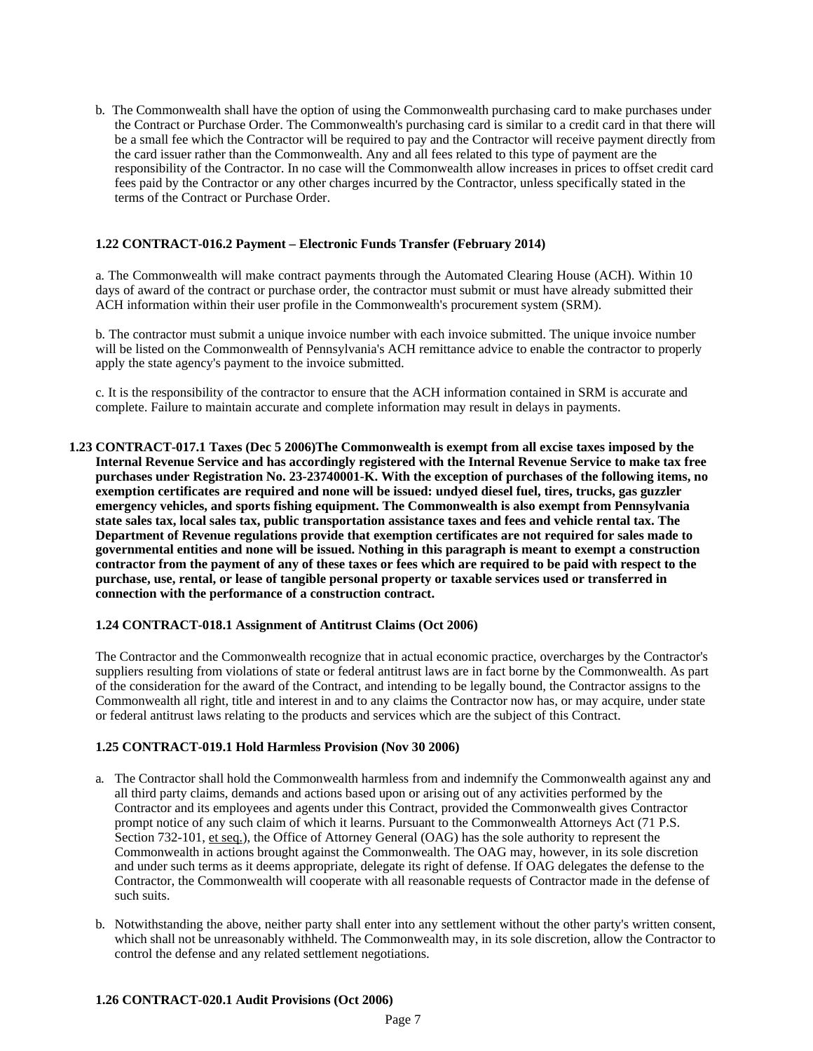b. The Commonwealth shall have the option of using the Commonwealth purchasing card to make purchases under the Contract or Purchase Order. The Commonwealth's purchasing card is similar to a credit card in that there will be a small fee which the Contractor will be required to pay and the Contractor will receive payment directly from the card issuer rather than the Commonwealth. Any and all fees related to this type of payment are the responsibility of the Contractor. In no case will the Commonwealth allow increases in prices to offset credit card fees paid by the Contractor or any other charges incurred by the Contractor, unless specifically stated in the terms of the Contract or Purchase Order.

### 1.22 CONTRACT-016.2 Payment – Electronic Funds Transfer (February 2014)

a. The Commonwealth will make contract payments through the Automated Clearing House (ACH). Within 10 days of award of the contract or purchase order, the contractor must submit or must have already submitted their ACH information within their user profile in the Commonwealth's procurement system (SRM).

b. The contractor must submit a unique invoice number with each invoice submitted. The unique invoice number will be listed on the Commonwealth of Pennsylvania's ACH remittance advice to enable the contractor to properly apply the state agency's payment to the invoice submitted.

c. It is the responsibility of the contractor to ensure that the ACH information contained in SRM is accurate and complete. Failure to maintain accurate and complete information may result in delays in payments.

**1.23 CONTRACT-017.1 Taxes (Dec 5 2006)The Commonwealth is exempt from all excise taxes imposed by the Internal Revenue Service and has accordingly registered with the Internal Revenue Service to make tax free purchases under Registration No. 23-23740001-K. With the exception of purchases of the following items, no exemption certificates are required and none will be issued: undyed diesel fuel, tires, trucks, gas guzzler emergency vehicles, and sports fishing equipment. The Commonwealth is also exempt from Pennsylvania state sales tax, local sales tax, public transportation assistance taxes and fees and vehicle rental tax. The Department of Revenue regulations provide that exemption certificates are not required for sales made to governmental entities and none will be issued. Nothing in this paragraph is meant to exempt a construction contractor from the payment of any of these taxes or fees which are required to be paid with respect to the purchase, use, rental, or lease of tangible personal property or taxable services used or transferred in connection with the performance of a construction contract.**

### 1.24 CONTRACT-018.1 Assignment of Antitrust Claims (Oct 2006)

The Contractor and the Commonwealth recognize that in actual economic practice, overcharges by the Contractor's suppliers resulting from violations of state or federal antitrust laws are in fact borne by the Commonwealth. As part of the consideration for the award of the Contract, and intending to be legally bound, the Contractor assigns to the Commonwealth all right, title and interest in and to any claims the Contractor now has, or may acquire, under state or federal antitrust laws relating to the products and services which are the subject of this Contract.

### 1.25 CONTRACT-019.1 Hold Harmless Provision (Nov 30 2006)

a. The Contractor shall hold the Commonwealth harmless from and indemnify the Commonwealth against any and all third party claims, demands and actions based upon or arising out of any activities performed by the Contractor and its employees and agents under this Contract, provided the Commonwealth gives Contractor prompt notice of any such claim of which it learns. Pursuant to the Commonwealth Attorneys Act (71 P.S. Section 732-101, et seq.), the Office of Attorney General (OAG) has the sole authority to represent the Commonwealth in actions brought against the Commonwealth. The OAG may, however, in its sole discretion and under such terms as it deems appropriate, delegate its right of defense. If OAG delegates the defense to the Contractor, the Commonwealth will cooperate with all reasonable requests of Contractor made in the defense of such suits.

b. Notwithstanding the above, neither party shall enter into any settlement without the other party's written consent, which shall not be unreasonably withheld. The Commonwealth may, in its sole discretion, allow the Contractor to control the defense and any related settlement negotiations.

### 1.26 CONTRACT-020.1 Audit Provisions (Oct 2006)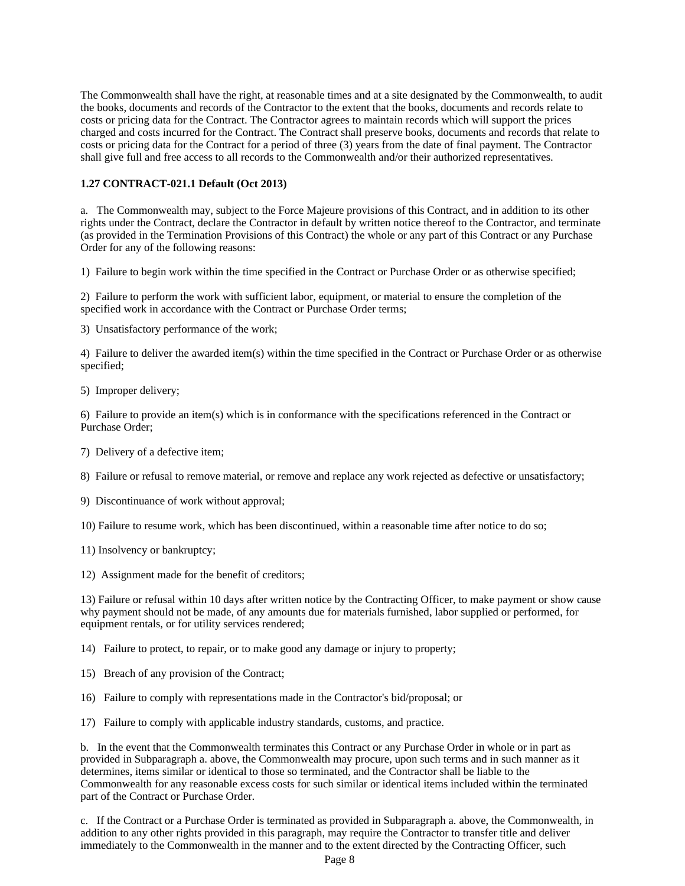The Commonwealth shall have the right, at reasonable times and at a site designated by the Commonwealth, to audit the books, documents and records of the Contractor to the extent that the books, documents and records relate to costs or pricing data for the Contract. The Contractor agrees to maintain records which will support the prices charged and costs incurred for the Contract. The Contract shall preserve books, documents and records that relate to costs or pricing data for the Contract for a period of three (3) years from the date of final payment. The Contractor shall give full and free access to all records to the Commonwealth and/or their authorized representatives.

**1.27 CONTRACT-021.1 Default (Oct 2013)**

a. The Commonwealth may, subject to the Force Majeure provisions of this Contract, and in addition to its other rights under the Contract, declare the Contractor in default by written notice thereof to the Contractor, and terminate (as provided in the Termination Provisions of this Contract) the whole or any part of this Contract or any Purchase Order for any of the following reasons:

1) Failure to begin work within the time specified in the Contract or Purchase Order or as otherwise specified;

2) Failure to perform the work with sufficient labor, equipment, or material to ensure the completion of the specified work in accordance with the Contract or Purchase Order terms;

3) Unsatisfactory performance of the work;

4) Failure to deliver the awarded item(s) within the time specified in the Contract or Purchase Order or as otherwise specified;

5) Improper delivery;

6) Failure to provide an item(s) which is in conformance with the specifications referenced in the Contract or Purchase Order;

7) Delivery of a defective item;

8) Failure or refusal to remove material, or remove and replace any work rejected as defective or unsatisfactory;

9) Discontinuance of work without approval;

10) Failure to resume work, which has been discontinued, within a reasonable time after notice to do so;

11) Insolvency or bankruptcy;

12) Assignment made for the benefit of creditors;

13) Failure or refusal within 10 days after written notice by the Contracting Officer, to make payment or show cause why payment should not be made, of any amounts due for materials furnished, labor supplied or performed, for equipment rentals, or for utility services rendered;

14) Failure to protect, to repair, or to make good any damage or injury to property;

15) Breach of any provision of the Contract;

16) Failure to comply with representations made in the Contractor's bid/proposal; or

17) Failure to comply with applicable industry standards, customs, and practice.

b. In the event that the Commonwealth terminates this Contract or any Purchase Order in whole or in part as provided in Subparagraph a. above, the Commonwealth may procure, upon such terms and in such manner as it determines, items similar or identical to those so terminated, and the Contractor shall be liable to the Commonwealth for any reasonable excess costs for such similar or identical items included within the terminated part of the Contract or Purchase Order.

c. If the Contract or a Purchase Order is terminated as provided in Subparagraph a. above, the Commonwealth, in addition to any other rights provided in this paragraph, may require the Contractor to transfer title and deliver immediately to the Commonwealth in the manner and to the extent directed by the Contracting Officer, such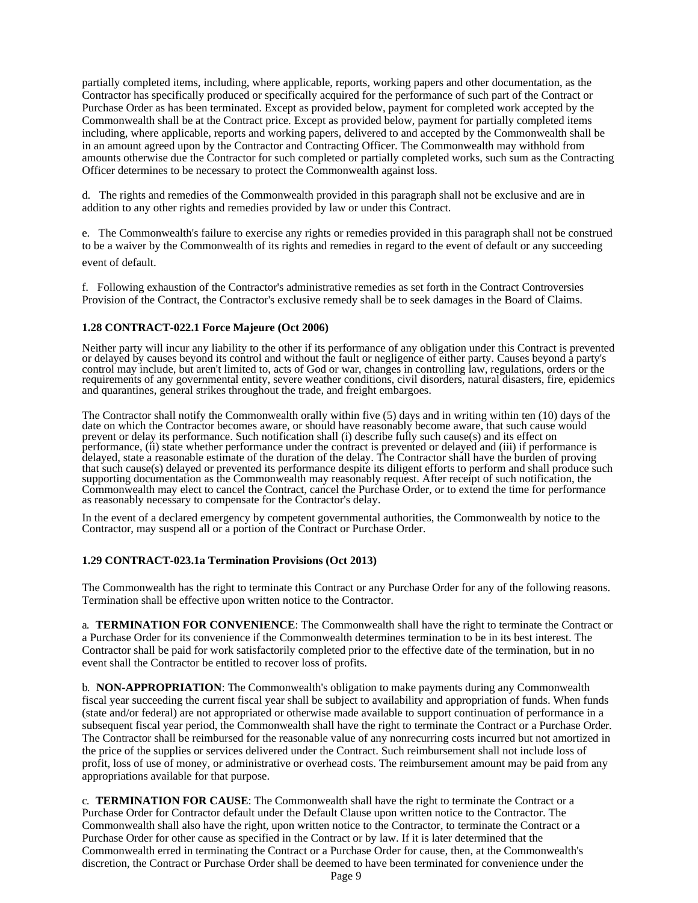partially completed items, including, where applicable, reports, working papers and other documentation, as the Contractor has specifically produced or specifically acquired for the performance of such part of the Contract or Purchase Order as has been terminated. Except as provided below, payment for completed work accepted by the Commonwealth shall be at the Contract price. Except as provided below, payment for partially completed items including, where applicable, reports and working papers, delivered to and accepted by the Commonwealth shall be in an amount agreed upon by the Contractor and Contracting Officer. The Commonwealth may withhold from amounts otherwise due the Contractor for such completed or partially completed works, such sum as the Contracting Officer determines to be necessary to protect the Commonwealth against loss.

d. The rights and remedies of the Commonwealth provided in this paragraph shall not be exclusive and are in addition to any other rights and remedies provided by law or under this Contract.

e. The Commonwealth's failure to exercise any rights or remedies provided in this paragraph shall not be construed to be a waiver by the Commonwealth of its rights and remedies in regard to the event of default or any succeeding event of default.

f. Following exhaustion of the Contractor's administrative remedies as set forth in the Contract Controversies Provision of the Contract, the Contractor's exclusive remedy shall be to seek damages in the Board of Claims.

### 1.28 CONTRACT-022.1 Force Majeure (Oct 2006)

Neither party will incur any liability to the other if its performance of any obligation under this Contract is prevented or delayed by causes beyond its control and without the fault or negligence of either party. Causes beyond a party's control may include, but aren't limited to, acts of God or war, changes in controlling law, regulations, orders or the requirements of any governmental entity, severe weather conditions, civil disorders, natural disasters, fire, epidemics and quarantines, general strikes throughout the trade, and freight embargoes.

The Contractor shall notify the Commonwealth orally within five (5) days and in writing within ten (10) days of the date on which the Contractor becomes aware, or should have reasonably become aware, that such cause would prevent or delay its performance. Such notification shall (i) describe fully such cause(s) and its effect on performance, (ii) state whether performance under the contract is prevented or delayed and (iii) if performance is delayed, state a reasonable estimate of the duration of the delay. The Contractor shall have the burden of proving that such cause(s) delayed or prevented its performance despite its diligent efforts to perform and shall produce such supporting documentation as the Commonwealth may reasonably request. After receipt of such notification, the Commonwealth may elect to cancel the Contract, cancel the Purchase Order, or to extend the time for performance as reasonably necessary to compensate for the Contractor's delay.

In the event of a declared emergency by competent governmental authorities, the Commonwealth by notice to the Contractor, may suspend all or a portion of the Contract or Purchase Order.

### 1.29 CONTRACT-023.1a Termination Provisions (Oct 2013)

The Commonwealth has the right to terminate this Contract or any Purchase Order for any of the following reasons. Termination shall be effective upon written notice to the Contractor.

a. **TERMINATION FOR CONVENIENCE**: The Commonwealth shall have the right to terminate the Contract or a Purchase Order for its convenience if the Commonwealth determines termination to be in its best interest. The Contractor shall be paid for work satisfactorily completed prior to the effective date of the termination, but in no event shall the Contractor be entitled to recover loss of profits.

b. **NON-APPROPRIATION**: The Commonwealth's obligation to make payments during any Commonwealth fiscal year succeeding the current fiscal year shall be subject to availability and appropriation of funds. When funds (state and/or federal) are not appropriated or otherwise made available to support continuation of performance in a subsequent fiscal year period, the Commonwealth shall have the right to terminate the Contract or a Purchase Order. The Contractor shall be reimbursed for the reasonable value of any nonrecurring costs incurred but not amortized in the price of the supplies or services delivered under the Contract. Such reimbursement shall not include loss of profit, loss of use of money, or administrative or overhead costs. The reimbursement amount may be paid from any appropriations available for that purpose.

c. **TERMINATION FOR CAUSE**: The Commonwealth shall have the right to terminate the Contract or a Purchase Order for Contractor default under the Default Clause upon written notice to the Contractor. The Commonwealth shall also have the right, upon written notice to the Contractor, to terminate the Contract or a Purchase Order for other cause as specified in the Contract or by law. If it is later determined that the Commonwealth erred in terminating the Contract or a Purchase Order for cause, then, at the Commonwealth's discretion, the Contract or Purchase Order shall be deemed to have been terminated for convenience under the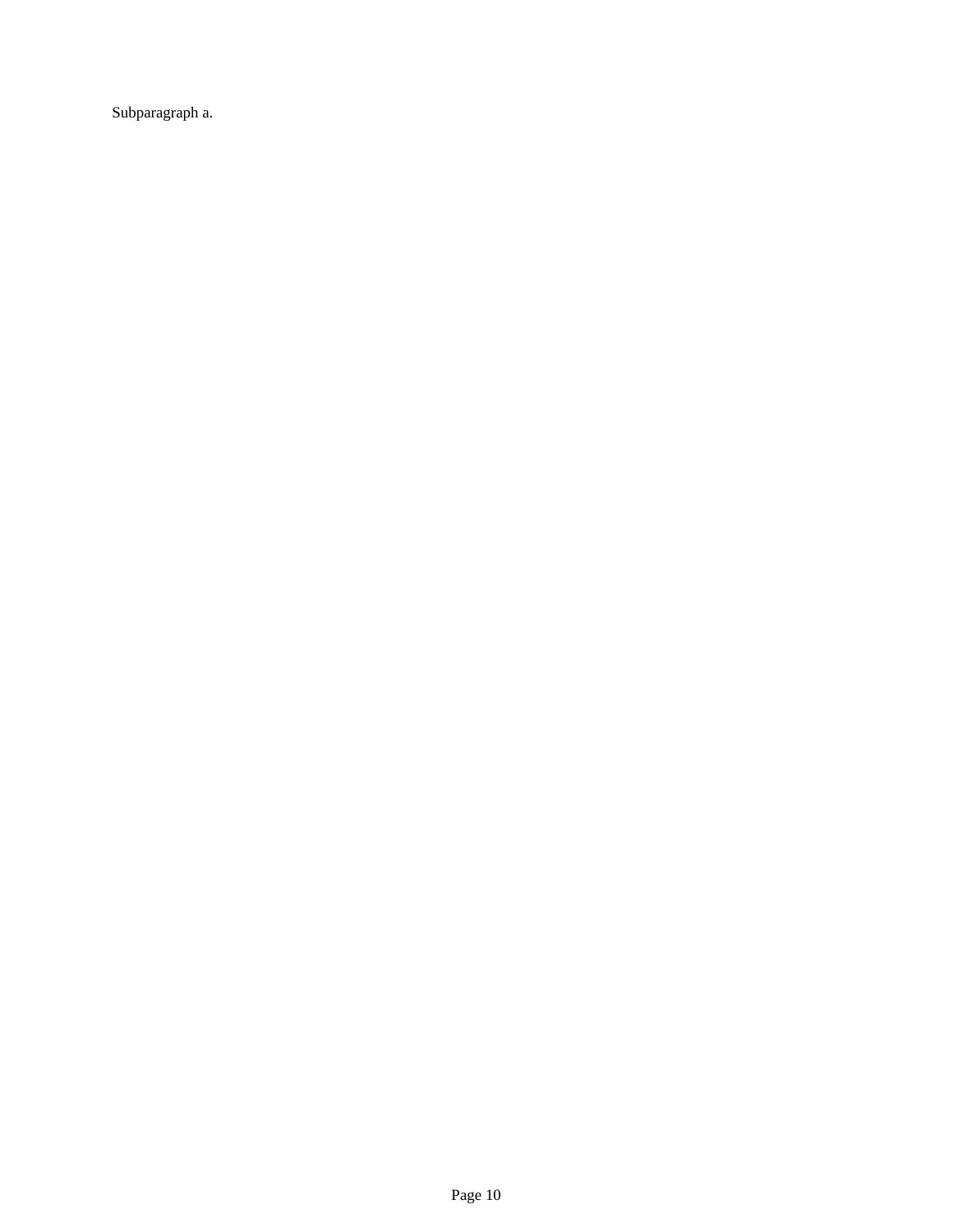Subparagraph a.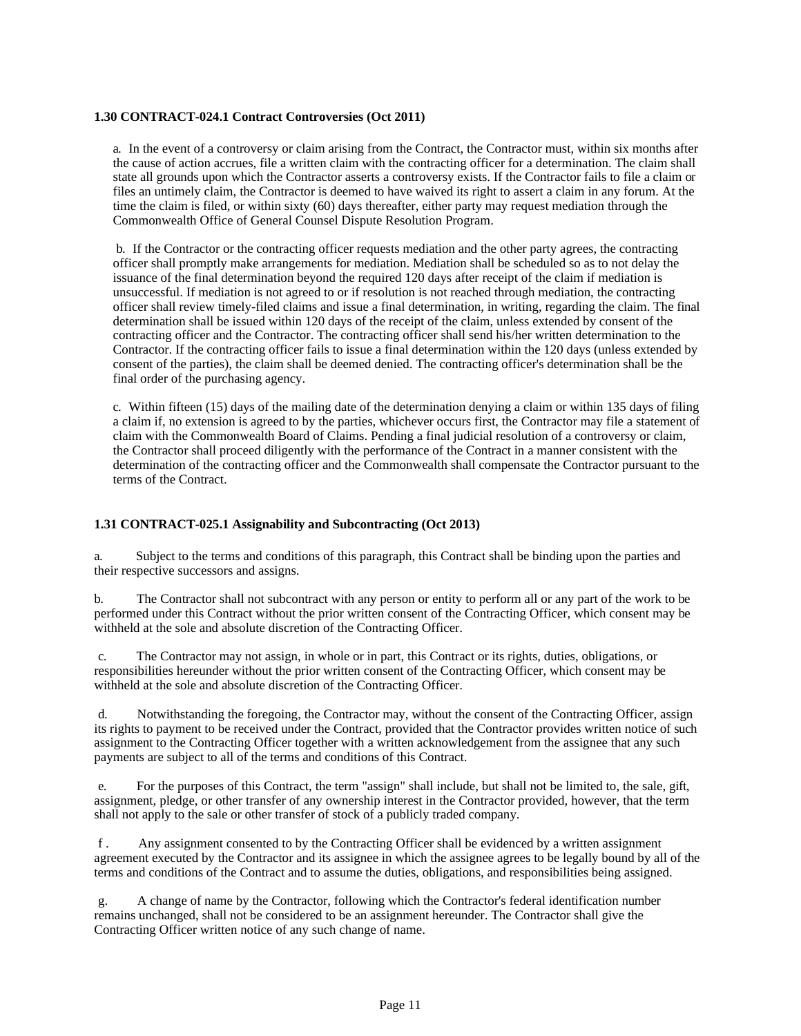**1.30 CONTRACT-024.1 Contract Controversies (Oct 2011)**

a. In the event of a controversy or claim arising from the Contract, the Contractor must, within six months after the cause of action accrues, file a written claim with the contracting officer for a determination. The claim shall state all grounds upon which the Contractor asserts a controversy exists. If the Contractor fails to file a claim or files an untimely claim, the Contractor is deemed to have waived its right to assert a claim in any forum. At the time the claim is filed, or within sixty (60) days thereafter, either party may request mediation through the Commonwealth Office of General Counsel Dispute Resolution Program.

b. If the Contractor or the contracting officer requests mediation and the other party agrees, the contracting officer shall promptly make arrangements for mediation. Mediation shall be scheduled so as to not delay the issuance of the final determination beyond the required 120 days after receipt of the claim if mediation is unsuccessful. If mediation is not agreed to or if resolution is not reached through mediation, the contracting officer shall review timely-filed claims and issue a final determination, in writing, regarding the claim. The final determination shall be issued within 120 days of the receipt of the claim, unless extended by consent of the contracting officer and the Contractor. The contracting officer shall send his/her written determination to the Contractor. If the contracting officer fails to issue a final determination within the 120 days (unless extended by consent of the parties), the claim shall be deemed denied. The contracting officer's determination shall be the final order of the purchasing agency.

c. Within fifteen (15) days of the mailing date of the determination denying a claim or within 135 days of filing a claim if, no extension is agreed to by the parties, whichever occurs first, the Contractor may file a statement of claim with the Commonwealth Board of Claims. Pending a final judicial resolution of a controversy or claim, the Contractor shall proceed diligently with the performance of the Contract in a manner consistent with the determination of the contracting officer and the Commonwealth shall compensate the Contractor pursuant to the terms of the Contract.

**1.31 CONTRACT-025.1 Assignability and Subcontracting (Oct 2013)**

a. Subject to the terms and conditions of this paragraph, this Contract shall be binding upon the parties and their respective successors and assigns.

b. The Contractor shall not subcontract with any person or entity to perform all or any part of the work to be performed under this Contract without the prior written consent of the Contracting Officer, which consent may be withheld at the sole and absolute discretion of the Contracting Officer.

c. The Contractor may not assign, in whole or in part, this Contract or its rights, duties, obligations, or responsibilities hereunder without the prior written consent of the Contracting Officer, which consent may be withheld at the sole and absolute discretion of the Contracting Officer.

d. Notwithstanding the foregoing, the Contractor may, without the consent of the Contracting Officer, assign its rights to payment to be received under the Contract, provided that the Contractor provides written notice of such assignment to the Contracting Officer together with a written acknowledgement from the assignee that any such payments are subject to all of the terms and conditions of this Contract.

e. For the purposes of this Contract, the term "assign" shall include, but shall not be limited to, the sale, gift, assignment, pledge, or other transfer of any ownership interest in the Contractor provided, however, that the term shall not apply to the sale or other transfer of stock of a publicly traded company.

f. Any assignment consented to by the Contracting Officer shall be evidenced by a written assignment agreement executed by the Contractor and its assignee in which the assignee agrees to be legally bound by all of the terms and conditions of the Contract and to assume the duties, obligations, and responsibilities being assigned.

g. A change of name by the Contractor, following which the Contractor's federal identification number remains unchanged, shall not be considered to be an assignment hereunder. The Contractor shall give the Contracting Officer written notice of any such change of name.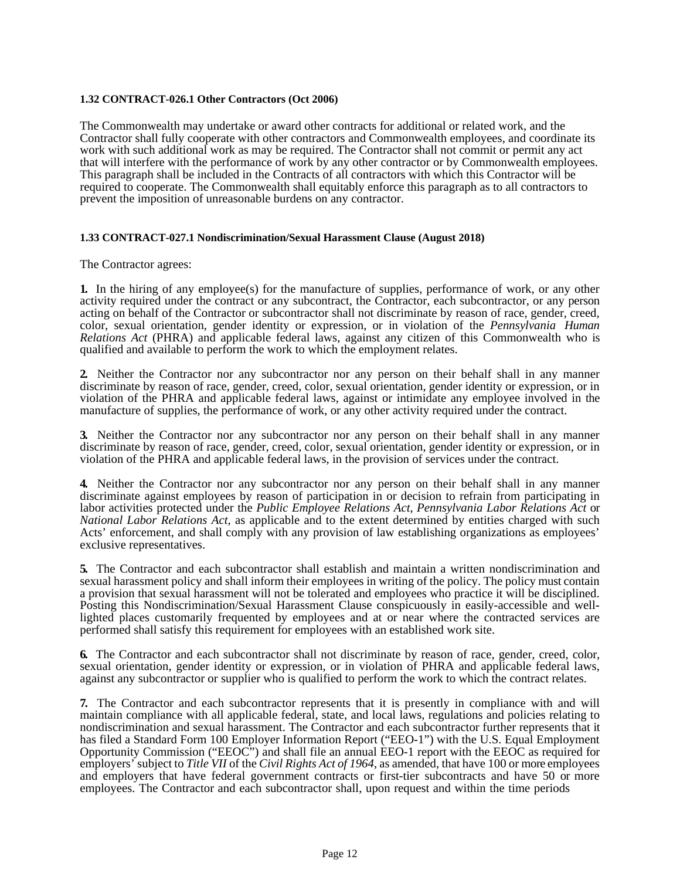**1.32 CONTRACT-026.1 Other Contractors (Oct 2006)**

The Commonwealth may undertake or award other contracts for additional or related work, and the Contractor shall fully cooperate with other contractors and Commonwealth employees, and coordinate its work with such additional work as may be required. The Contractor shall not commit or permit any act that will interfere with the performance of work by any other contractor or by Commonwealth employees. This paragraph shall be included in the Contracts of all contractors with which this Contractor will be required to cooperate. The Commonwealth shall equitably enforce this paragraph as to all contractors to prevent the imposition of unreasonable burdens on any contractor.

**1.33 CONTRACT-027.1 Nondiscrimination/Sexual Harassment Clause (August 2018)**

The Contractor agrees:

**1.** In the hiring of any employee(s) for the manufacture of supplies, performance of work, or any other activity required under the contract or any subcontract, the Contractor, each subcontractor, or any person acting on behalf of the Contractor or subcontractor shall not discriminate by reason of race, gender, creed, color, sexual orientation, gender identity or expression, or in violation of the *Pennsylvania Human Relations Act* (PHRA) and applicable federal laws, against any citizen of this Commonwealth who is qualified and available to perform the work to which the employment relates.

**2.** Neither the Contractor nor any subcontractor nor any person on their behalf shall in any manner discriminate by reason of race, gender, creed, color, sexual orientation, gender identity or expression, or in violation of the PHRA and applicable federal laws, against or intimidate any employee involved in the manufacture of supplies, the performance of work, or any other activity required under the contract.

**3.** Neither the Contractor nor any subcontractor nor any person on their behalf shall in any manner discriminate by reason of race, gender, creed, color, sexual orientation, gender identity or expression, or in violation of the PHRA and applicable federal laws, in the provision of services under the contract.

**4.** Neither the Contractor nor any subcontractor nor any person on their behalf shall in any manner discriminate against employees by reason of participation in or decision to refrain from participating in labor activities protected under the *Public Employee Relations Act*, *Pennsylvania Labor Relations Act* or *National Labor Relations Act*, as applicable and to the extent determined by entities charged with such Acts' enforcement, and shall comply with any provision of law establishing organizations as employees' exclusive representatives.

**5.** The Contractor and each subcontractor shall establish and maintain a written nondiscrimination and sexual harassment policy and shall inform their employees in writing of the policy. The policy must contain a provision that sexual harassment will not be tolerated and employees who practice it will be disciplined. Posting this Nondiscrimination/Sexual Harassment Clause conspicuously in easily-accessible and well-lighted places customarily frequented by employees and at or near where the contracted services are performed shall satisfy this requirement for employees with an established work site.

**6.** The Contractor and each subcontractor shall not discriminate by reason of race, gender, creed, color, sexual orientation, gender identity or expression, or in violation of PHRA and applicable federal laws, against any subcontractor or supplier who is qualified to perform the work to which the contract relates.

**7.** The Contractor and each subcontractor represents that it is presently in compliance with and will maintain compliance with all applicable federal, state, and local laws, regulations and policies relating to nondiscrimination and sexual harassment. The Contractor and each subcontractor further represents that it has filed a Standard Form 100 Employer Information Report ("EEO-1") with the U.S. Equal Employment Opportunity Commission ("EEOC") and shall file an annual EEO-1 report with the EEOC as required for employers' subject to *Title VII* of the *Civil Rights Act of 1964*, as amended, that have 100 or more employees and employers that have federal government contracts or first-tier subcontracts and have 50 or more employees. The Contractor and each subcontractor shall, upon request and within the time periods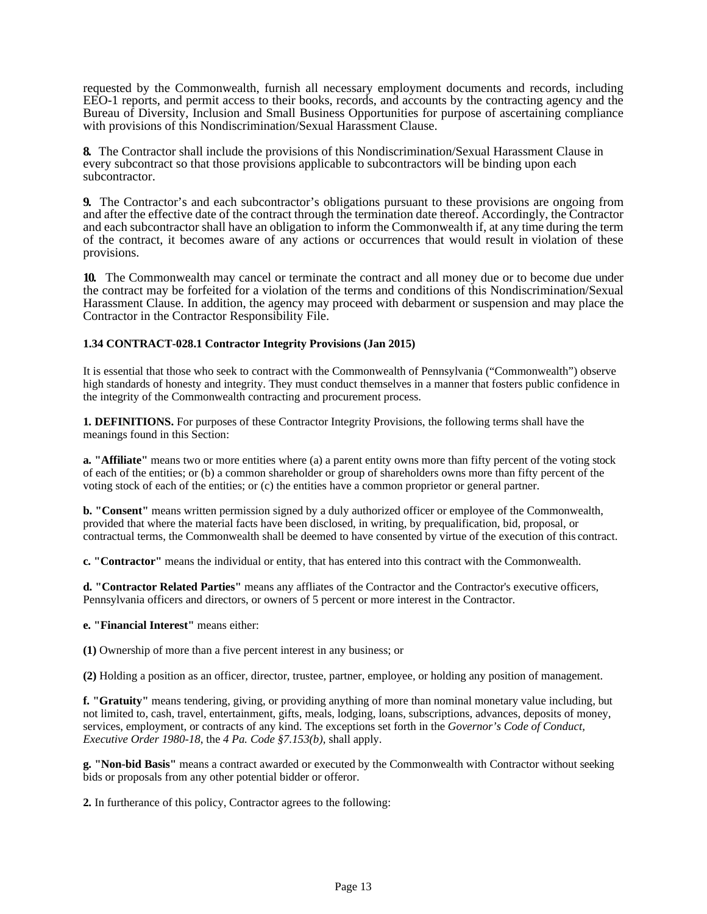requested by the Commonwealth, furnish all necessary employment documents and records, including EEO-1 reports, and permit access to their books, records, and accounts by the contracting agency and the Bureau of Diversity, Inclusion and Small Business Opportunities for purpose of ascertaining compliance with provisions of this Nondiscrimination/Sexual Harassment Clause.

**8.** The Contractor shall include the provisions of this Nondiscrimination/Sexual Harassment Clause in every subcontract so that those provisions applicable to subcontractors will be binding upon each subcontractor.

**9.** The Contractor's and each subcontractor's obligations pursuant to these provisions are ongoing from and after the effective date of the contract through the termination date thereof. Accordingly, the Contractor and each subcontractor shall have an obligation to inform the Commonwealth if, at any time during the term of the contract, it becomes aware of any actions or occurrences that would result in violation of these provisions.

**10.** The Commonwealth may cancel or terminate the contract and all money due or to become due under the contract may be forfeited for a violation of the terms and conditions of this Nondiscrimination/Sexual Harassment Clause. In addition, the agency may proceed with debarment or suspension and may place the Contractor in the Contractor Responsibility File.

**1.34 CONTRACT-028.1 Contractor Integrity Provisions (Jan 2015)**

It is essential that those who seek to contract with the Commonwealth of Pennsylvania ("Commonwealth") observe high standards of honesty and integrity. They must conduct themselves in a manner that fosters public confidence in the integrity of the Commonwealth contracting and procurement process.

**1. DEFINITIONS.** For purposes of these Contractor Integrity Provisions, the following terms shall have the meanings found in this Section:

**a. "Affiliate"** means two or more entities where (a) a parent entity owns more than fifty percent of the voting stock of each of the entities; or (b) a common shareholder or group of shareholders owns more than fifty percent of the voting stock of each of the entities; or (c) the entities have a common proprietor or general partner.

**b. "Consent"** means written permission signed by a duly authorized officer or employee of the Commonwealth, provided that where the material facts have been disclosed, in writing, by prequalification, bid, proposal, or contractual terms, the Commonwealth shall be deemed to have consented by virtue of the execution of this contract.

**c. "Contractor"** means the individual or entity, that has entered into this contract with the Commonwealth.

**d. "Contractor Related Parties"** means any affliates of the Contractor and the Contractor's executive officers, Pennsylvania officers and directors, or owners of 5 percent or more interest in the Contractor.

**e. "Financial Interest"** means either:

**(1)** Ownership of more than a five percent interest in any business; or

**(2)** Holding a position as an officer, director, trustee, partner, employee, or holding any position of management.

**f. "Gratuity"** means tendering, giving, or providing anything of more than nominal monetary value including, but not limited to, cash, travel, entertainment, gifts, meals, lodging, loans, subscriptions, advances, deposits of money, services, employment, or contracts of any kind. The exceptions set forth in the *Governor's Code of Conduct, Executive Order 1980-18*, the *4 Pa. Code §7.153(b)*, shall apply.

**g. "Non-bid Basis"** means a contract awarded or executed by the Commonwealth with Contractor without seeking bids or proposals from any other potential bidder or offeror.

**2.** In furtherance of this policy, Contractor agrees to the following: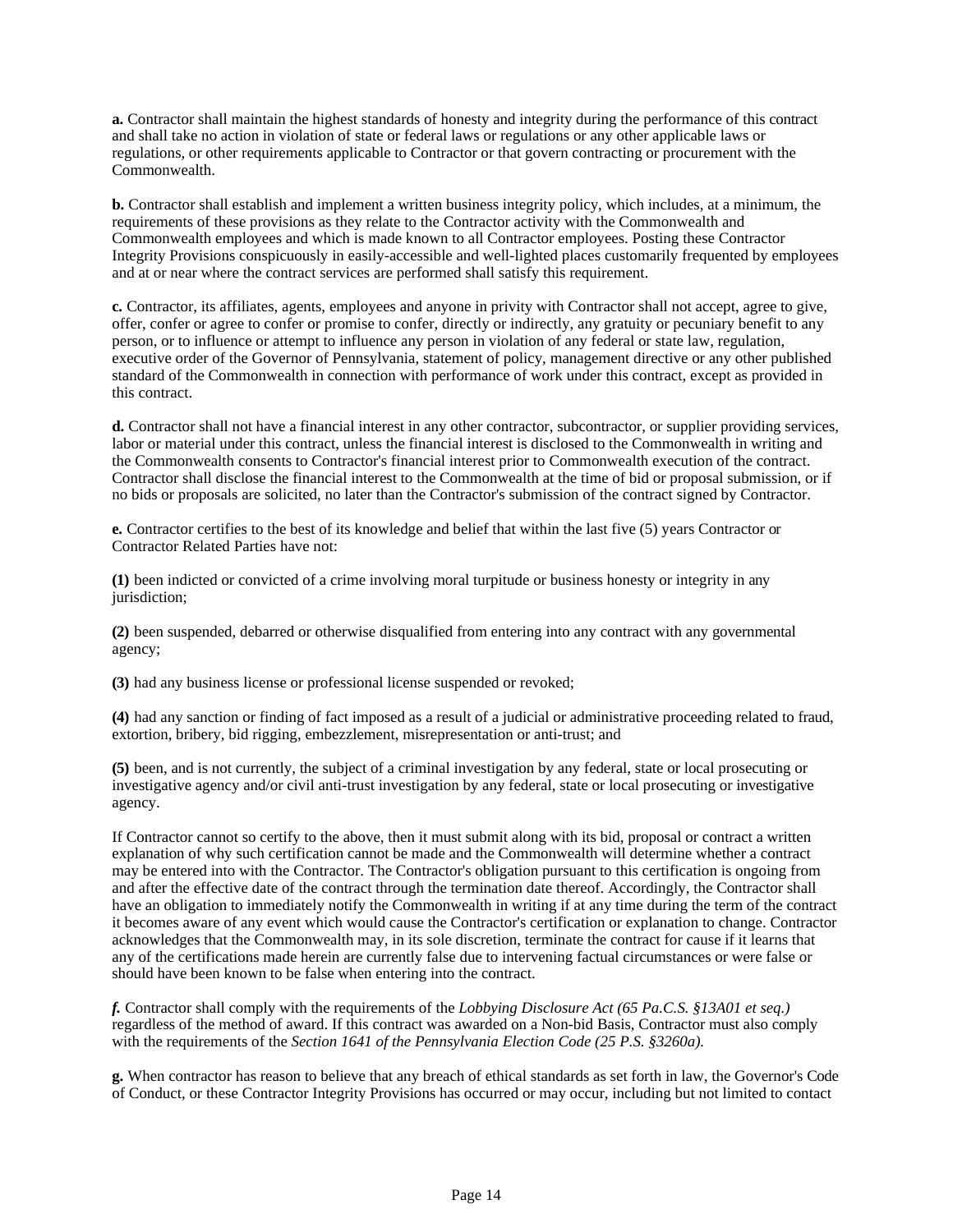**a.** Contractor shall maintain the highest standards of honesty and integrity during the performance of this contract and shall take no action in violation of state or federal laws or regulations or any other applicable laws or regulations, or other requirements applicable to Contractor or that govern contracting or procurement with the Commonwealth.

**b.** Contractor shall establish and implement a written business integrity policy, which includes, at a minimum, the requirements of these provisions as they relate to the Contractor activity with the Commonwealth and Commonwealth employees and which is made known to all Contractor employees. Posting these Contractor Integrity Provisions conspicuously in easily-accessible and well-lighted places customarily frequented by employees and at or near where the contract services are performed shall satisfy this requirement.

**c.** Contractor, its affiliates, agents, employees and anyone in privity with Contractor shall not accept, agree to give, offer, confer or agree to confer or promise to confer, directly or indirectly, any gratuity or pecuniary benefit to any person, or to influence or attempt to influence any person in violation of any federal or state law, regulation, executive order of the Governor of Pennsylvania, statement of policy, management directive or any other published standard of the Commonwealth in connection with performance of work under this contract, except as provided in this contract.

**d.** Contractor shall not have a financial interest in any other contractor, subcontractor, or supplier providing services, labor or material under this contract, unless the financial interest is disclosed to the Commonwealth in writing and the Commonwealth consents to Contractor's financial interest prior to Commonwealth execution of the contract. Contractor shall disclose the financial interest to the Commonwealth at the time of bid or proposal submission, or if no bids or proposals are solicited, no later than the Contractor's submission of the contract signed by Contractor.

**e.** Contractor certifies to the best of its knowledge and belief that within the last five (5) years Contractor or Contractor Related Parties have not:

**(1)** been indicted or convicted of a crime involving moral turpitude or business honesty or integrity in any jurisdiction;

**(2)** been suspended, debarred or otherwise disqualified from entering into any contract with any governmental agency;

**(3)** had any business license or professional license suspended or revoked;

**(4)** had any sanction or finding of fact imposed as a result of a judicial or administrative proceeding related to fraud, extortion, bribery, bid rigging, embezzlement, misrepresentation or anti-trust; and

**(5)** been, and is not currently, the subject of a criminal investigation by any federal, state or local prosecuting or investigative agency and/or civil anti-trust investigation by any federal, state or local prosecuting or investigative agency.

If Contractor cannot so certify to the above, then it must submit along with its bid, proposal or contract a written explanation of why such certification cannot be made and the Commonwealth will determine whether a contract may be entered into with the Contractor. The Contractor's obligation pursuant to this certification is ongoing from and after the effective date of the contract through the termination date thereof. Accordingly, the Contractor shall have an obligation to immediately notify the Commonwealth in writing if at any time during the term of the contract it becomes aware of any event which would cause the Contractor's certification or explanation to change. Contractor acknowledges that the Commonwealth may, in its sole discretion, terminate the contract for cause if it learns that any of the certifications made herein are currently false due to intervening factual circumstances or were false or should have been known to be false when entering into the contract.

***f.*** Contractor shall comply with the requirements of the *Lobbying Disclosure Act (65 Pa.C.S. §13A01 et seq.)* regardless of the method of award. If this contract was awarded on a Non-bid Basis, Contractor must also comply with the requirements of the *Section 1641 of the Pennsylvania Election Code (25 P.S. §3260a).*

**g.** When contractor has reason to believe that any breach of ethical standards as set forth in law, the Governor's Code of Conduct, or these Contractor Integrity Provisions has occurred or may occur, including but not limited to contact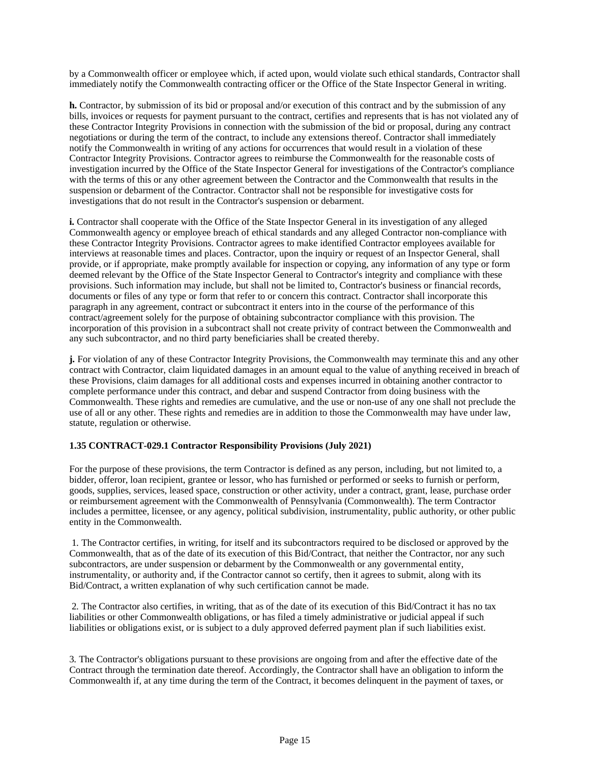by a Commonwealth officer or employee which, if acted upon, would violate such ethical standards, Contractor shall immediately notify the Commonwealth contracting officer or the Office of the State Inspector General in writing.

**h.** Contractor, by submission of its bid or proposal and/or execution of this contract and by the submission of any bills, invoices or requests for payment pursuant to the contract, certifies and represents that is has not violated any of these Contractor Integrity Provisions in connection with the submission of the bid or proposal, during any contract negotiations or during the term of the contract, to include any extensions thereof. Contractor shall immediately notify the Commonwealth in writing of any actions for occurrences that would result in a violation of these Contractor Integrity Provisions. Contractor agrees to reimburse the Commonwealth for the reasonable costs of investigation incurred by the Office of the State Inspector General for investigations of the Contractor's compliance with the terms of this or any other agreement between the Contractor and the Commonwealth that results in the suspension or debarment of the Contractor. Contractor shall not be responsible for investigative costs for investigations that do not result in the Contractor's suspension or debarment.

**i.** Contractor shall cooperate with the Office of the State Inspector General in its investigation of any alleged Commonwealth agency or employee breach of ethical standards and any alleged Contractor non-compliance with these Contractor Integrity Provisions. Contractor agrees to make identified Contractor employees available for interviews at reasonable times and places. Contractor, upon the inquiry or request of an Inspector General, shall provide, or if appropriate, make promptly available for inspection or copying, any information of any type or form deemed relevant by the Office of the State Inspector General to Contractor's integrity and compliance with these provisions. Such information may include, but shall not be limited to, Contractor's business or financial records, documents or files of any type or form that refer to or concern this contract. Contractor shall incorporate this paragraph in any agreement, contract or subcontract it enters into in the course of the performance of this contract/agreement solely for the purpose of obtaining subcontractor compliance with this provision. The incorporation of this provision in a subcontract shall not create privity of contract between the Commonwealth and any such subcontractor, and no third party beneficiaries shall be created thereby.

**j.** For violation of any of these Contractor Integrity Provisions, the Commonwealth may terminate this and any other contract with Contractor, claim liquidated damages in an amount equal to the value of anything received in breach of these Provisions, claim damages for all additional costs and expenses incurred in obtaining another contractor to complete performance under this contract, and debar and suspend Contractor from doing business with the Commonwealth. These rights and remedies are cumulative, and the use or non-use of any one shall not preclude the use of all or any other. These rights and remedies are in addition to those the Commonwealth may have under law, statute, regulation or otherwise.

### 1.35 CONTRACT-029.1 Contractor Responsibility Provisions (July 2021)

For the purpose of these provisions, the term Contractor is defined as any person, including, but not limited to, a bidder, offeror, loan recipient, grantee or lessor, who has furnished or performed or seeks to furnish or perform, goods, supplies, services, leased space, construction or other activity, under a contract, grant, lease, purchase order or reimbursement agreement with the Commonwealth of Pennsylvania (Commonwealth). The term Contractor includes a permittee, licensee, or any agency, political subdivision, instrumentality, public authority, or other public entity in the Commonwealth.

1. The Contractor certifies, in writing, for itself and its subcontractors required to be disclosed or approved by the Commonwealth, that as of the date of its execution of this Bid/Contract, that neither the Contractor, nor any such subcontractors, are under suspension or debarment by the Commonwealth or any governmental entity, instrumentality, or authority and, if the Contractor cannot so certify, then it agrees to submit, along with its Bid/Contract, a written explanation of why such certification cannot be made.

2. The Contractor also certifies, in writing, that as of the date of its execution of this Bid/Contract it has no tax liabilities or other Commonwealth obligations, or has filed a timely administrative or judicial appeal if such liabilities or obligations exist, or is subject to a duly approved deferred payment plan if such liabilities exist.

3. The Contractor's obligations pursuant to these provisions are ongoing from and after the effective date of the Contract through the termination date thereof. Accordingly, the Contractor shall have an obligation to inform the Commonwealth if, at any time during the term of the Contract, it becomes delinquent in the payment of taxes, or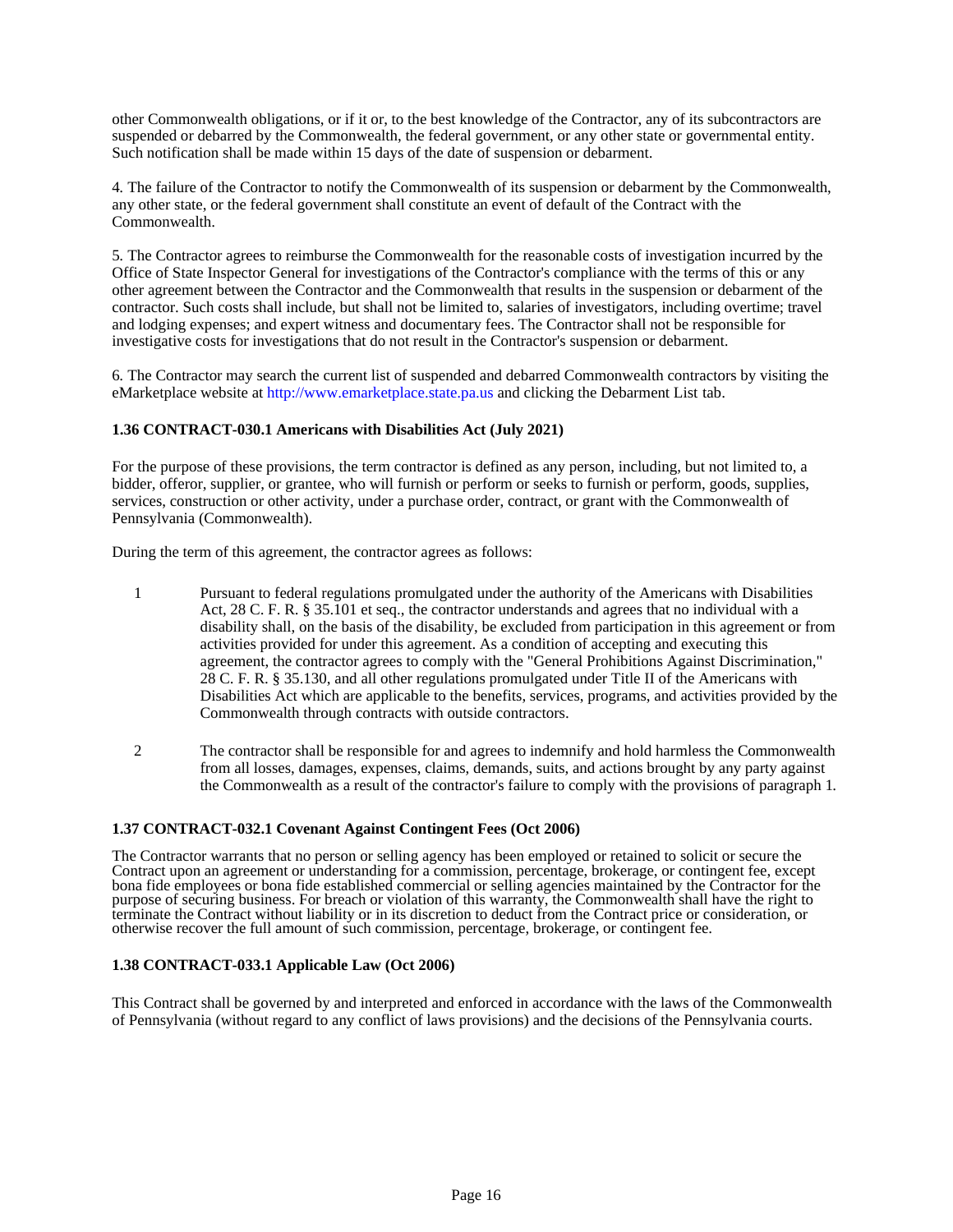other Commonwealth obligations, or if it or, to the best knowledge of the Contractor, any of its subcontractors are suspended or debarred by the Commonwealth, the federal government, or any other state or governmental entity. Such notification shall be made within 15 days of the date of suspension or debarment.

4. The failure of the Contractor to notify the Commonwealth of its suspension or debarment by the Commonwealth, any other state, or the federal government shall constitute an event of default of the Contract with the Commonwealth.

5. The Contractor agrees to reimburse the Commonwealth for the reasonable costs of investigation incurred by the Office of State Inspector General for investigations of the Contractor's compliance with the terms of this or any other agreement between the Contractor and the Commonwealth that results in the suspension or debarment of the contractor. Such costs shall include, but shall not be limited to, salaries of investigators, including overtime; travel and lodging expenses; and expert witness and documentary fees. The Contractor shall not be responsible for investigative costs for investigations that do not result in the Contractor's suspension or debarment.

6. The Contractor may search the current list of suspended and debarred Commonwealth contractors by visiting the eMarketplace website at http://www.emarketplace.state.pa.us and clicking the Debarment List tab.

### 1.36 CONTRACT-030.1 Americans with Disabilities Act (July 2021)

For the purpose of these provisions, the term contractor is defined as any person, including, but not limited to, a bidder, offeror, supplier, or grantee, who will furnish or perform or seeks to furnish or perform, goods, supplies, services, construction or other activity, under a purchase order, contract, or grant with the Commonwealth of Pennsylvania (Commonwealth).

During the term of this agreement, the contractor agrees as follows:

1. Pursuant to federal regulations promulgated under the authority of the Americans with Disabilities Act, 28 C. F. R. § 35.101 et seq., the contractor understands and agrees that no individual with a disability shall, on the basis of the disability, be excluded from participation in this agreement or from activities provided for under this agreement. As a condition of accepting and executing this agreement, the contractor agrees to comply with the "General Prohibitions Against Discrimination," 28 C. F. R. § 35.130, and all other regulations promulgated under Title II of the Americans with Disabilities Act which are applicable to the benefits, services, programs, and activities provided by the Commonwealth through contracts with outside contractors.

2. The contractor shall be responsible for and agrees to indemnify and hold harmless the Commonwealth from all losses, damages, expenses, claims, demands, suits, and actions brought by any party against the Commonwealth as a result of the contractor's failure to comply with the provisions of paragraph 1.

### 1.37 CONTRACT-032.1 Covenant Against Contingent Fees (Oct 2006)

The Contractor warrants that no person or selling agency has been employed or retained to solicit or secure the Contract upon an agreement or understanding for a commission, percentage, brokerage, or contingent fee, except bona fide employees or bona fide established commercial or selling agencies maintained by the Contractor for the purpose of securing business. For breach or violation of this warranty, the Commonwealth shall have the right to terminate the Contract without liability or in its discretion to deduct from the Contract price or consideration, or otherwise recover the full amount of such commission, percentage, brokerage, or contingent fee.

### 1.38 CONTRACT-033.1 Applicable Law (Oct 2006)

This Contract shall be governed by and interpreted and enforced in accordance with the laws of the Commonwealth of Pennsylvania (without regard to any conflict of laws provisions) and the decisions of the Pennsylvania courts.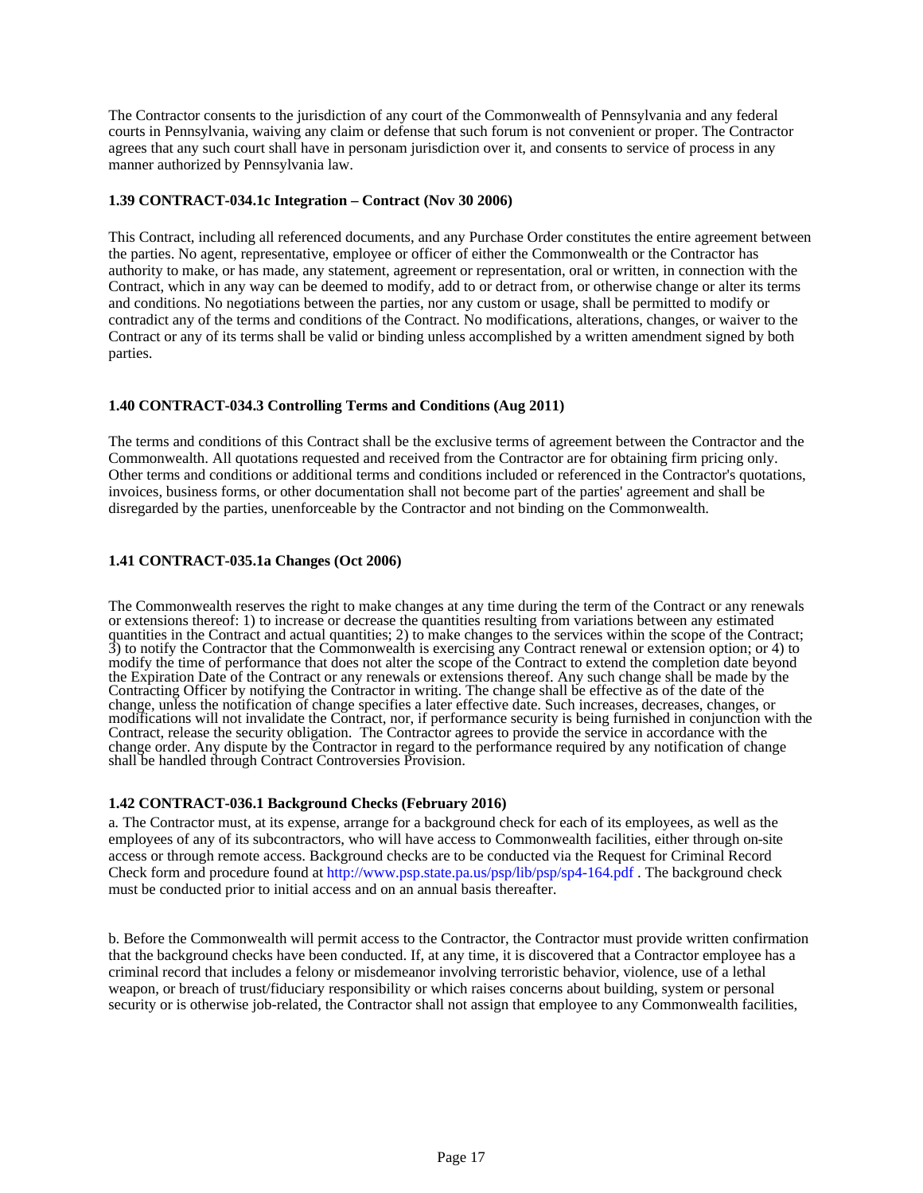The Contractor consents to the jurisdiction of any court of the Commonwealth of Pennsylvania and any federal courts in Pennsylvania, waiving any claim or defense that such forum is not convenient or proper. The Contractor agrees that any such court shall have in personam jurisdiction over it, and consents to service of process in any manner authorized by Pennsylvania law.

### 1.39 CONTRACT-034.1c Integration – Contract (Nov 30 2006)

This Contract, including all referenced documents, and any Purchase Order constitutes the entire agreement between the parties. No agent, representative, employee or officer of either the Commonwealth or the Contractor has authority to make, or has made, any statement, agreement or representation, oral or written, in connection with the Contract, which in any way can be deemed to modify, add to or detract from, or otherwise change or alter its terms and conditions. No negotiations between the parties, nor any custom or usage, shall be permitted to modify or contradict any of the terms and conditions of the Contract. No modifications, alterations, changes, or waiver to the Contract or any of its terms shall be valid or binding unless accomplished by a written amendment signed by both parties.

### 1.40 CONTRACT-034.3 Controlling Terms and Conditions (Aug 2011)

The terms and conditions of this Contract shall be the exclusive terms of agreement between the Contractor and the Commonwealth. All quotations requested and received from the Contractor are for obtaining firm pricing only. Other terms and conditions or additional terms and conditions included or referenced in the Contractor's quotations, invoices, business forms, or other documentation shall not become part of the parties' agreement and shall be disregarded by the parties, unenforceable by the Contractor and not binding on the Commonwealth.

### 1.41 CONTRACT-035.1a Changes (Oct 2006)

The Commonwealth reserves the right to make changes at any time during the term of the Contract or any renewals or extensions thereof: 1) to increase or decrease the quantities resulting from variations between any estimated quantities in the Contract and actual quantities; 2) to make changes to the services within the scope of the Contract; 3) to notify the Contractor that the Commonwealth is exercising any Contract renewal or extension option; or 4) to modify the time of performance that does not alter the scope of the Contract to extend the completion date beyond the Expiration Date of the Contract or any renewals or extensions thereof. Any such change shall be made by the Contracting Officer by notifying the Contractor in writing. The change shall be effective as of the date of the change, unless the notification of change specifies a later effective date. Such increases, decreases, changes, or modifications will not invalidate the Contract, nor, if performance security is being furnished in conjunction with the Contract, release the security obligation. The Contractor agrees to provide the service in accordance with the change order. Any dispute by the Contractor in regard to the performance required by any notification of change shall be handled through Contract Controversies Provision.

### 1.42 CONTRACT-036.1 Background Checks (February 2016)

a. The Contractor must, at its expense, arrange for a background check for each of its employees, as well as the employees of any of its subcontractors, who will have access to Commonwealth facilities, either through on-site access or through remote access. Background checks are to be conducted via the Request for Criminal Record Check form and procedure found at http://www.psp.state.pa.us/psp/lib/psp/sp4-164.pdf . The background check must be conducted prior to initial access and on an annual basis thereafter.

b. Before the Commonwealth will permit access to the Contractor, the Contractor must provide written confirmation that the background checks have been conducted. If, at any time, it is discovered that a Contractor employee has a criminal record that includes a felony or misdemeanor involving terroristic behavior, violence, use of a lethal weapon, or breach of trust/fiduciary responsibility or which raises concerns about building, system or personal security or is otherwise job-related, the Contractor shall not assign that employee to any Commonwealth facilities,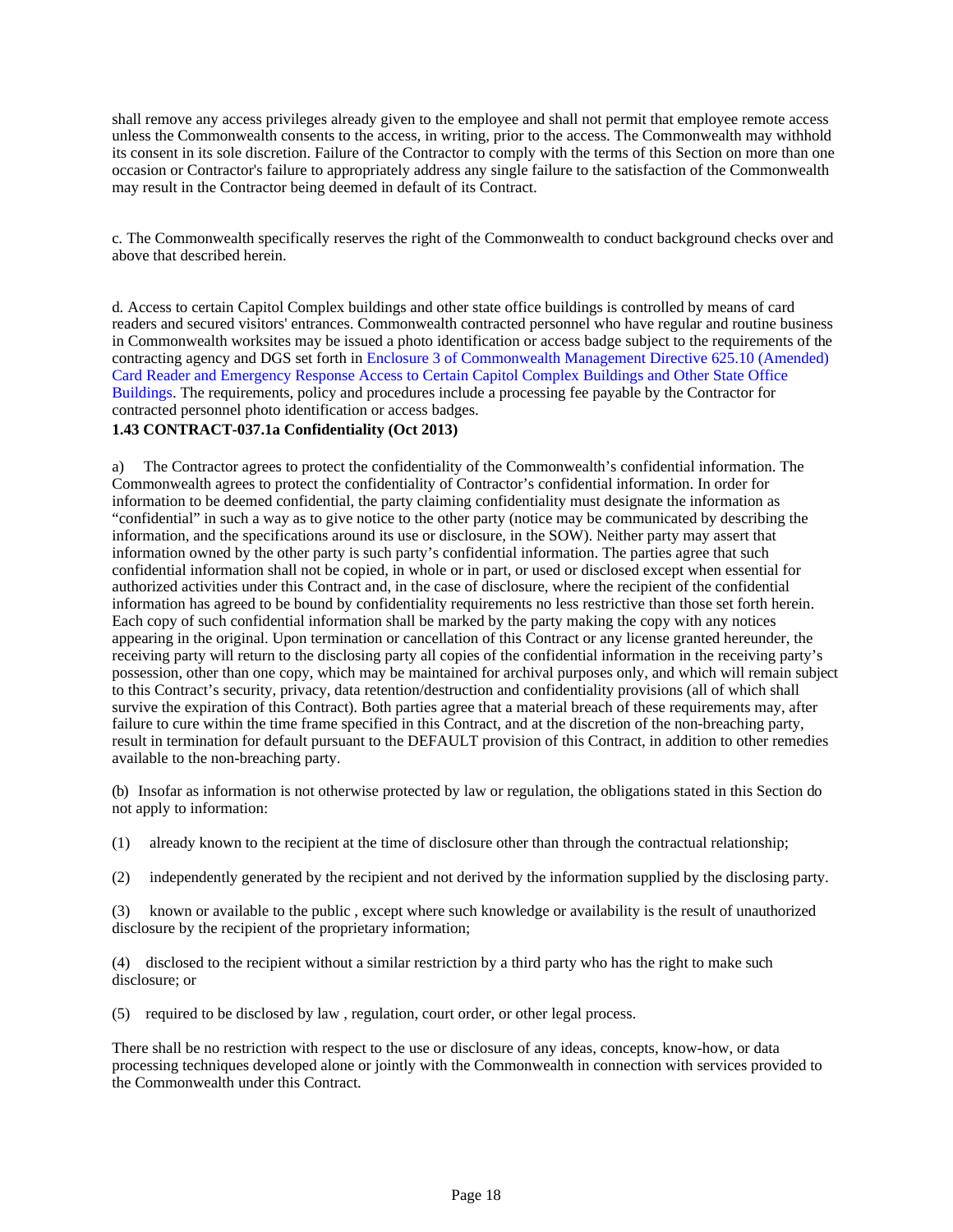shall remove any access privileges already given to the employee and shall not permit that employee remote access unless the Commonwealth consents to the access, in writing, prior to the access. The Commonwealth may withhold its consent in its sole discretion. Failure of the Contractor to comply with the terms of this Section on more than one occasion or Contractor's failure to appropriately address any single failure to the satisfaction of the Commonwealth may result in the Contractor being deemed in default of its Contract.

c. The Commonwealth specifically reserves the right of the Commonwealth to conduct background checks over and above that described herein.

d. Access to certain Capitol Complex buildings and other state office buildings is controlled by means of card readers and secured visitors' entrances. Commonwealth contracted personnel who have regular and routine business in Commonwealth worksites may be issued a photo identification or access badge subject to the requirements of the contracting agency and DGS set forth in Enclosure 3 of Commonwealth Management Directive 625.10 (Amended) Card Reader and Emergency Response Access to Certain Capitol Complex Buildings and Other State Office Buildings. The requirements, policy and procedures include a processing fee payable by the Contractor for contracted personnel photo identification or access badges.

**1.43 CONTRACT-037.1a Confidentiality (Oct 2013)**

a) The Contractor agrees to protect the confidentiality of the Commonwealth's confidential information. The Commonwealth agrees to protect the confidentiality of Contractor's confidential information. In order for information to be deemed confidential, the party claiming confidentiality must designate the information as "confidential" in such a way as to give notice to the other party (notice may be communicated by describing the information, and the specifications around its use or disclosure, in the SOW). Neither party may assert that information owned by the other party is such party's confidential information. The parties agree that such confidential information shall not be copied, in whole or in part, or used or disclosed except when essential for authorized activities under this Contract and, in the case of disclosure, where the recipient of the confidential information has agreed to be bound by confidentiality requirements no less restrictive than those set forth herein. Each copy of such confidential information shall be marked by the party making the copy with any notices appearing in the original. Upon termination or cancellation of this Contract or any license granted hereunder, the receiving party will return to the disclosing party all copies of the confidential information in the receiving party's possession, other than one copy, which may be maintained for archival purposes only, and which will remain subject to this Contract's security, privacy, data retention/destruction and confidentiality provisions (all of which shall survive the expiration of this Contract). Both parties agree that a material breach of these requirements may, after failure to cure within the time frame specified in this Contract, and at the discretion of the non-breaching party, result in termination for default pursuant to the DEFAULT provision of this Contract, in addition to other remedies available to the non-breaching party.

(b) Insofar as information is not otherwise protected by law or regulation, the obligations stated in this Section do not apply to information:

(1) already known to the recipient at the time of disclosure other than through the contractual relationship;

(2) independently generated by the recipient and not derived by the information supplied by the disclosing party.

(3) known or available to the public , except where such knowledge or availability is the result of unauthorized disclosure by the recipient of the proprietary information;

(4) disclosed to the recipient without a similar restriction by a third party who has the right to make such disclosure; or

(5) required to be disclosed by law , regulation, court order, or other legal process.

There shall be no restriction with respect to the use or disclosure of any ideas, concepts, know-how, or data processing techniques developed alone or jointly with the Commonwealth in connection with services provided to the Commonwealth under this Contract.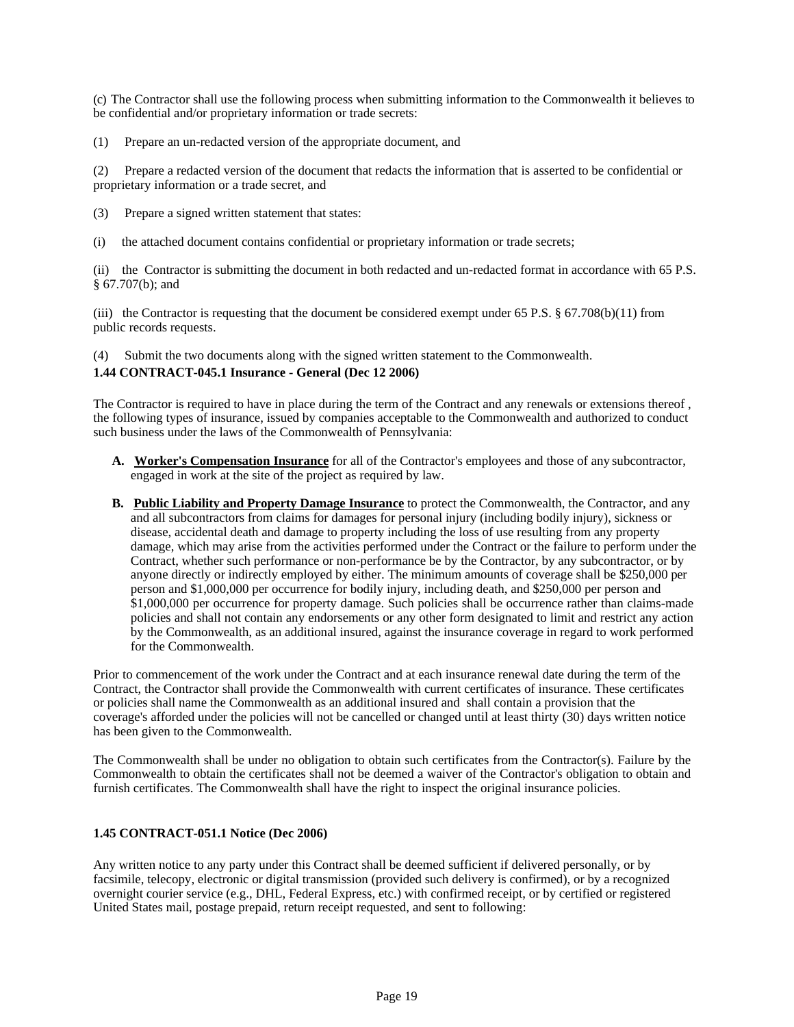(c) The Contractor shall use the following process when submitting information to the Commonwealth it believes to be confidential and/or proprietary information or trade secrets:

(1) Prepare an un-redacted version of the appropriate document, and

(2) Prepare a redacted version of the document that redacts the information that is asserted to be confidential or proprietary information or a trade secret, and

(3) Prepare a signed written statement that states:

(i) the attached document contains confidential or proprietary information or trade secrets;

(ii) the Contractor is submitting the document in both redacted and un-redacted format in accordance with 65 P.S. § 67.707(b); and

(iii) the Contractor is requesting that the document be considered exempt under 65 P.S. § 67.708(b)(11) from public records requests.

(4) Submit the two documents along with the signed written statement to the Commonwealth.

**1.44 CONTRACT-045.1 Insurance - General (Dec 12 2006)**

The Contractor is required to have in place during the term of the Contract and any renewals or extensions thereof , the following types of insurance, issued by companies acceptable to the Commonwealth and authorized to conduct such business under the laws of the Commonwealth of Pennsylvania:

**A. Worker's Compensation Insurance** for all of the Contractor's employees and those of any subcontractor, engaged in work at the site of the project as required by law.

**B. Public Liability and Property Damage Insurance** to protect the Commonwealth, the Contractor, and any and all subcontractors from claims for damages for personal injury (including bodily injury), sickness or disease, accidental death and damage to property including the loss of use resulting from any property damage, which may arise from the activities performed under the Contract or the failure to perform under the Contract, whether such performance or non-performance be by the Contractor, by any subcontractor, or by anyone directly or indirectly employed by either. The minimum amounts of coverage shall be $250,000 per person and $1,000,000 per occurrence for bodily injury, including death, and $250,000 per person and $1,000,000 per occurrence for property damage. Such policies shall be occurrence rather than claims-made policies and shall not contain any endorsements or any other form designated to limit and restrict any action by the Commonwealth, as an additional insured, against the insurance coverage in regard to work performed for the Commonwealth.

Prior to commencement of the work under the Contract and at each insurance renewal date during the term of the Contract, the Contractor shall provide the Commonwealth with current certificates of insurance. These certificates or policies shall name the Commonwealth as an additional insured and shall contain a provision that the coverage's afforded under the policies will not be cancelled or changed until at least thirty (30) days written notice has been given to the Commonwealth.

The Commonwealth shall be under no obligation to obtain such certificates from the Contractor(s). Failure by the Commonwealth to obtain the certificates shall not be deemed a waiver of the Contractor's obligation to obtain and furnish certificates. The Commonwealth shall have the right to inspect the original insurance policies.

**1.45 CONTRACT-051.1 Notice (Dec 2006)**

Any written notice to any party under this Contract shall be deemed sufficient if delivered personally, or by facsimile, telecopy, electronic or digital transmission (provided such delivery is confirmed), or by a recognized overnight courier service (e.g., DHL, Federal Express, etc.) with confirmed receipt, or by certified or registered United States mail, postage prepaid, return receipt requested, and sent to following: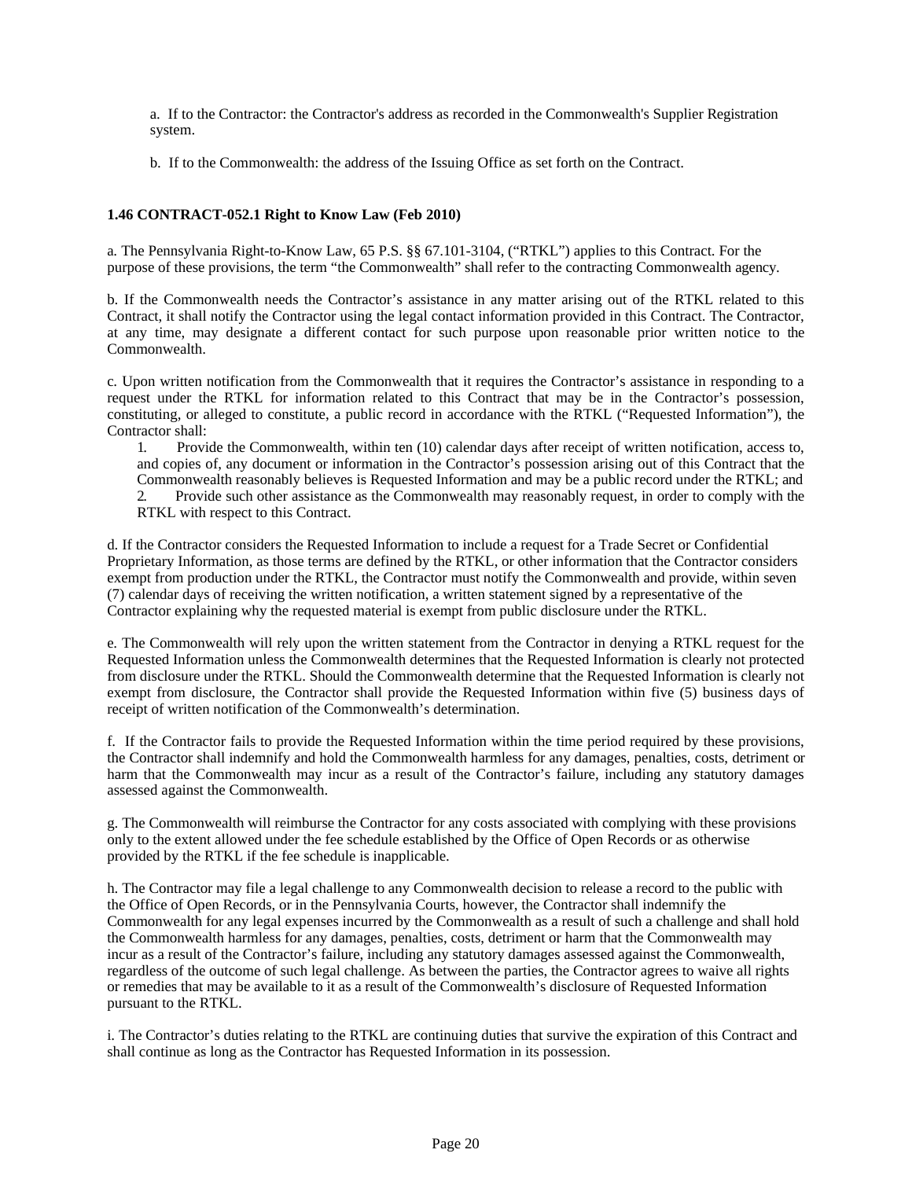a. If to the Contractor: the Contractor's address as recorded in the Commonwealth's Supplier Registration system.

b. If to the Commonwealth: the address of the Issuing Office as set forth on the Contract.

**1.46 CONTRACT-052.1 Right to Know Law (Feb 2010)**

a. The Pennsylvania Right-to-Know Law, 65 P.S. §§ 67.101-3104, ("RTKL") applies to this Contract. For the purpose of these provisions, the term "the Commonwealth" shall refer to the contracting Commonwealth agency.

b. If the Commonwealth needs the Contractor's assistance in any matter arising out of the RTKL related to this Contract, it shall notify the Contractor using the legal contact information provided in this Contract. The Contractor, at any time, may designate a different contact for such purpose upon reasonable prior written notice to the Commonwealth.

c. Upon written notification from the Commonwealth that it requires the Contractor's assistance in responding to a request under the RTKL for information related to this Contract that may be in the Contractor's possession, constituting, or alleged to constitute, a public record in accordance with the RTKL ("Requested Information"), the Contractor shall:

1. Provide the Commonwealth, within ten (10) calendar days after receipt of written notification, access to, and copies of, any document or information in the Contractor's possession arising out of this Contract that the Commonwealth reasonably believes is Requested Information and may be a public record under the RTKL; and
2. Provide such other assistance as the Commonwealth may reasonably request, in order to comply with the RTKL with respect to this Contract.

d. If the Contractor considers the Requested Information to include a request for a Trade Secret or Confidential Proprietary Information, as those terms are defined by the RTKL, or other information that the Contractor considers exempt from production under the RTKL, the Contractor must notify the Commonwealth and provide, within seven (7) calendar days of receiving the written notification, a written statement signed by a representative of the Contractor explaining why the requested material is exempt from public disclosure under the RTKL.

e. The Commonwealth will rely upon the written statement from the Contractor in denying a RTKL request for the Requested Information unless the Commonwealth determines that the Requested Information is clearly not protected from disclosure under the RTKL. Should the Commonwealth determine that the Requested Information is clearly not exempt from disclosure, the Contractor shall provide the Requested Information within five (5) business days of receipt of written notification of the Commonwealth's determination.

f. If the Contractor fails to provide the Requested Information within the time period required by these provisions, the Contractor shall indemnify and hold the Commonwealth harmless for any damages, penalties, costs, detriment or harm that the Commonwealth may incur as a result of the Contractor's failure, including any statutory damages assessed against the Commonwealth.

g. The Commonwealth will reimburse the Contractor for any costs associated with complying with these provisions only to the extent allowed under the fee schedule established by the Office of Open Records or as otherwise provided by the RTKL if the fee schedule is inapplicable.

h. The Contractor may file a legal challenge to any Commonwealth decision to release a record to the public with the Office of Open Records, or in the Pennsylvania Courts, however, the Contractor shall indemnify the Commonwealth for any legal expenses incurred by the Commonwealth as a result of such a challenge and shall hold the Commonwealth harmless for any damages, penalties, costs, detriment or harm that the Commonwealth may incur as a result of the Contractor's failure, including any statutory damages assessed against the Commonwealth, regardless of the outcome of such legal challenge. As between the parties, the Contractor agrees to waive all rights or remedies that may be available to it as a result of the Commonwealth's disclosure of Requested Information pursuant to the RTKL.

i. The Contractor's duties relating to the RTKL are continuing duties that survive the expiration of this Contract and shall continue as long as the Contractor has Requested Information in its possession.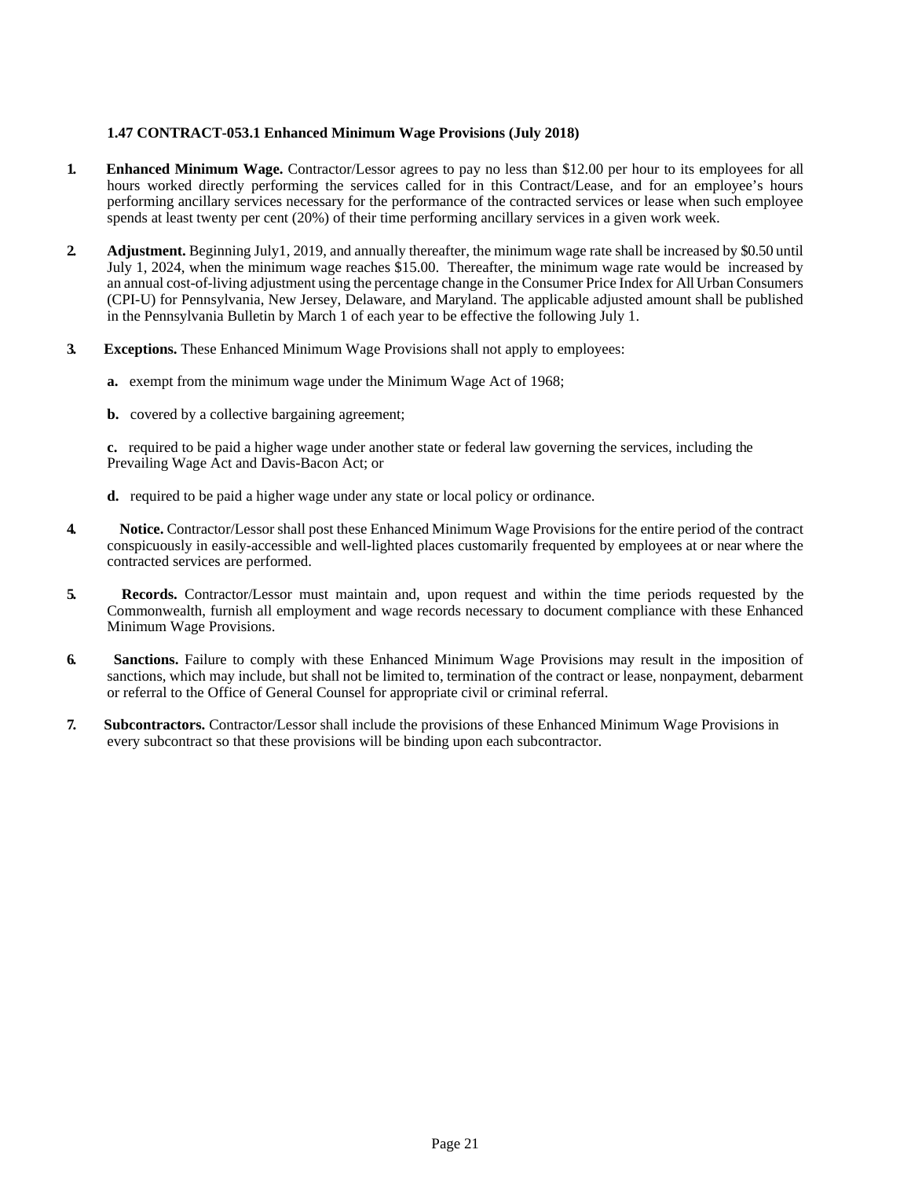### 1.47 CONTRACT-053.1 Enhanced Minimum Wage Provisions (July 2018)

1. **Enhanced Minimum Wage.** Contractor/Lessor agrees to pay no less than $12.00 per hour to its employees for all hours worked directly performing the services called for in this Contract/Lease, and for an employee's hours performing ancillary services necessary for the performance of the contracted services or lease when such employee spends at least twenty per cent (20%) of their time performing ancillary services in a given work week.

2. **Adjustment.** Beginning July1, 2019, and annually thereafter, the minimum wage rate shall be increased by $0.50 until July 1, 2024, when the minimum wage reaches $15.00. Thereafter, the minimum wage rate would be increased by an annual cost-of-living adjustment using the percentage change in the Consumer Price Index for All Urban Consumers (CPI-U) for Pennsylvania, New Jersey, Delaware, and Maryland. The applicable adjusted amount shall be published in the Pennsylvania Bulletin by March 1 of each year to be effective the following July 1.

3. **Exceptions.** These Enhanced Minimum Wage Provisions shall not apply to employees:

   **a.** exempt from the minimum wage under the Minimum Wage Act of 1968;

   **b.** covered by a collective bargaining agreement;

   **c.** required to be paid a higher wage under another state or federal law governing the services, including the Prevailing Wage Act and Davis-Bacon Act; or

   **d.** required to be paid a higher wage under any state or local policy or ordinance.

4. **Notice.** Contractor/Lessor shall post these Enhanced Minimum Wage Provisions for the entire period of the contract conspicuously in easily-accessible and well-lighted places customarily frequented by employees at or near where the contracted services are performed.

5. **Records.** Contractor/Lessor must maintain and, upon request and within the time periods requested by the Commonwealth, furnish all employment and wage records necessary to document compliance with these Enhanced Minimum Wage Provisions.

6. **Sanctions.** Failure to comply with these Enhanced Minimum Wage Provisions may result in the imposition of sanctions, which may include, but shall not be limited to, termination of the contract or lease, nonpayment, debarment or referral to the Office of General Counsel for appropriate civil or criminal referral.

7. **Subcontractors.** Contractor/Lessor shall include the provisions of these Enhanced Minimum Wage Provisions in every subcontract so that these provisions will be binding upon each subcontractor.